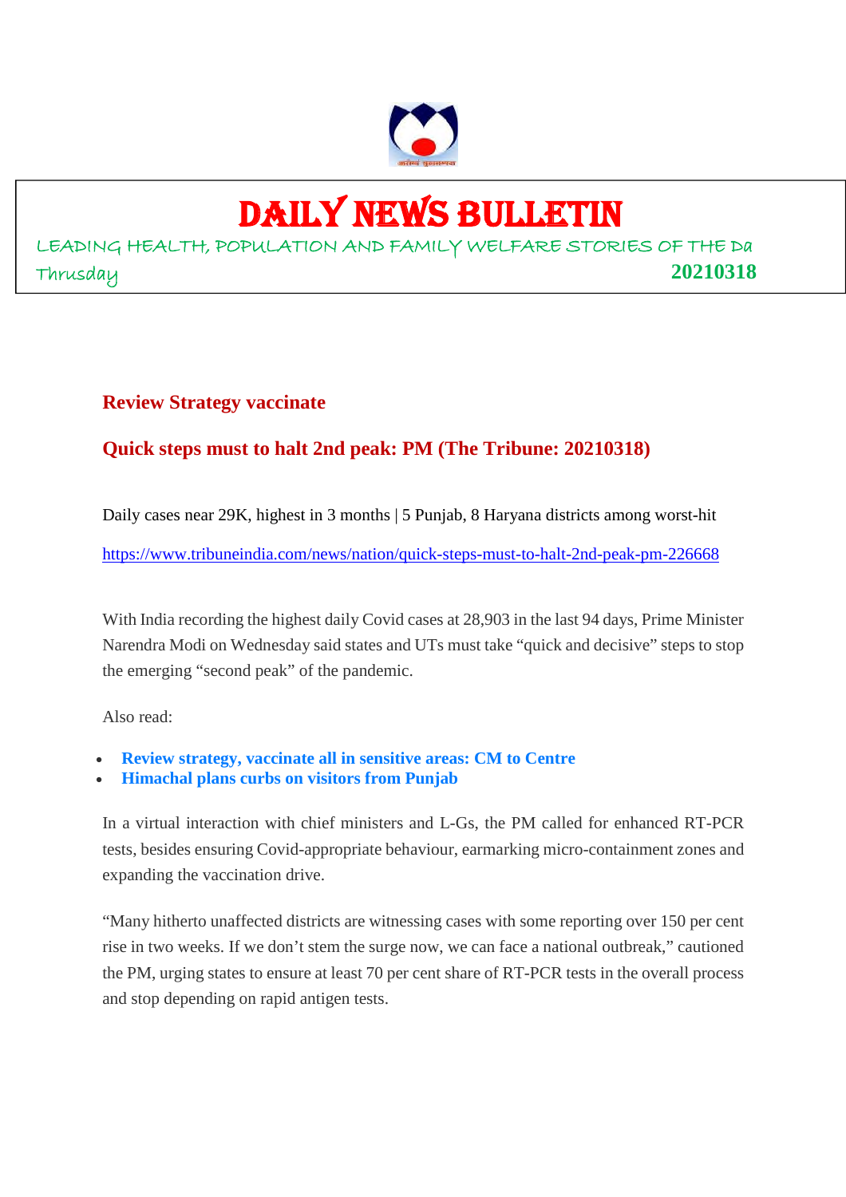# DAILY NEWS BULLETIN

LEADING HEALTH, POPULATION AND FAMILY WELFARE STORIES OF THE Da

Thrusday **20210318**

## Review Strategy vaccinate

## Quick steps must to halt 2nd peak: PM (The Tribune: 20210318)

Daily cases near 29K, highest in 3 months | 5 Punjab, 8 Haryana districts among worst-hit

https://www.tribuneindia.com/news/nation/quick-steps-must-to-halt-2nd-peak-pm-226668

With India recording the highest daily Covid cases at 28,903 in the last 94 days, Prime Minister Narendra Modi on Wednesday said states and UTs must take "quick and decisive" steps to stop the emerging "second peak" of the pandemic.

Also read:

- **Review strategy, vaccinate all in sensitive areas: CM to Centre**
- **Himachal plans curbs on visitors from Punjab**

In a virtual interaction with chief ministers and L-Gs, the PM called for enhanced RT-PCR tests, besides ensuring Covid-appropriate behaviour, earmarking micro-containment zones and expanding the vaccination drive.

"Many hitherto unaffected districts are witnessing cases with some reporting over 150 per cent rise in two weeks. If we don't stem the surge now, we can face a national outbreak," cautioned the PM, urging states to ensure at least 70 per cent share of RT-PCR tests in the overall process and stop depending on rapid antigen tests.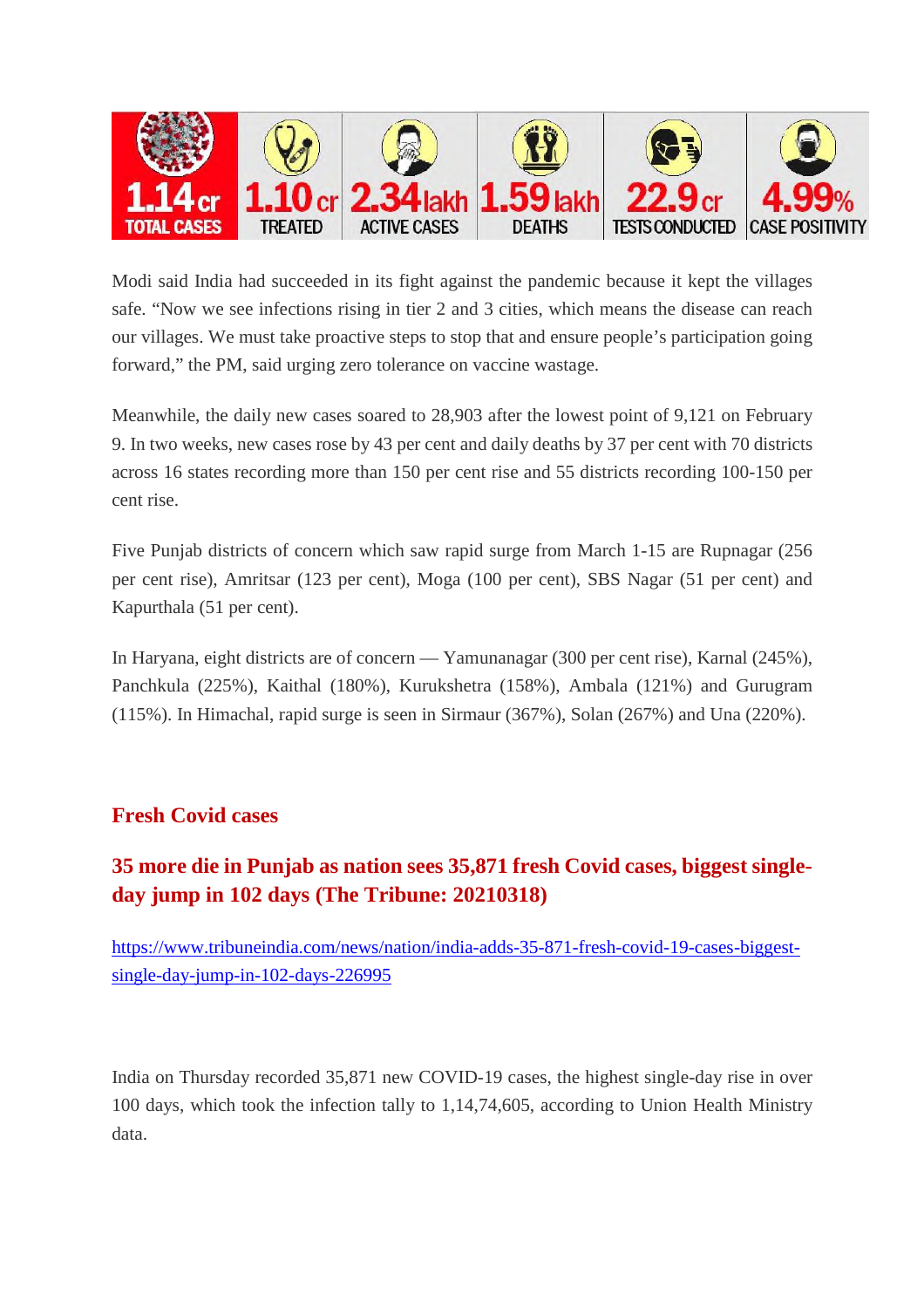| 1.14 cr | 1.10 cr | 2.34 lakh | 1.59 lakh | 22.9 cr | 4.99% |
|---|---|---|---|---|---|
| TOTAL CASES | TREATED | ACTIVE CASES | DEATHS | TESTS CONDUCTED | CASE POSITIVITY |

Modi said India had succeeded in its fight against the pandemic because it kept the villages safe. “Now we see infections rising in tier 2 and 3 cities, which means the disease can reach our villages. We must take proactive steps to stop that and ensure people’s participation going forward,” the PM, said urging zero tolerance on vaccine wastage.

Meanwhile, the daily new cases soared to 28,903 after the lowest point of 9,121 on February 9. In two weeks, new cases rose by 43 per cent and daily deaths by 37 per cent with 70 districts across 16 states recording more than 150 per cent rise and 55 districts recording 100-150 per cent rise.

Five Punjab districts of concern which saw rapid surge from March 1-15 are Rupnagar (256 per cent rise), Amritsar (123 per cent), Moga (100 per cent), SBS Nagar (51 per cent) and Kapurthala (51 per cent).

In Haryana, eight districts are of concern — Yamunanagar (300 per cent rise), Karnal (245%), Panchkula (225%), Kaithal (180%), Kurukshetra (158%), Ambala (121%) and Gurugram (115%). In Himachal, rapid surge is seen in Sirmaur (367%), Solan (267%) and Una (220%).

## Fresh Covid cases

## 35 more die in Punjab as nation sees 35,871 fresh Covid cases, biggest single-day jump in 102 days (The Tribune: 20210318)

https://www.tribuneindia.com/news/nation/india-adds-35-871-fresh-covid-19-cases-biggest-single-day-jump-in-102-days-226995

India on Thursday recorded 35,871 new COVID-19 cases, the highest single-day rise in over 100 days, which took the infection tally to 1,14,74,605, according to Union Health Ministry data.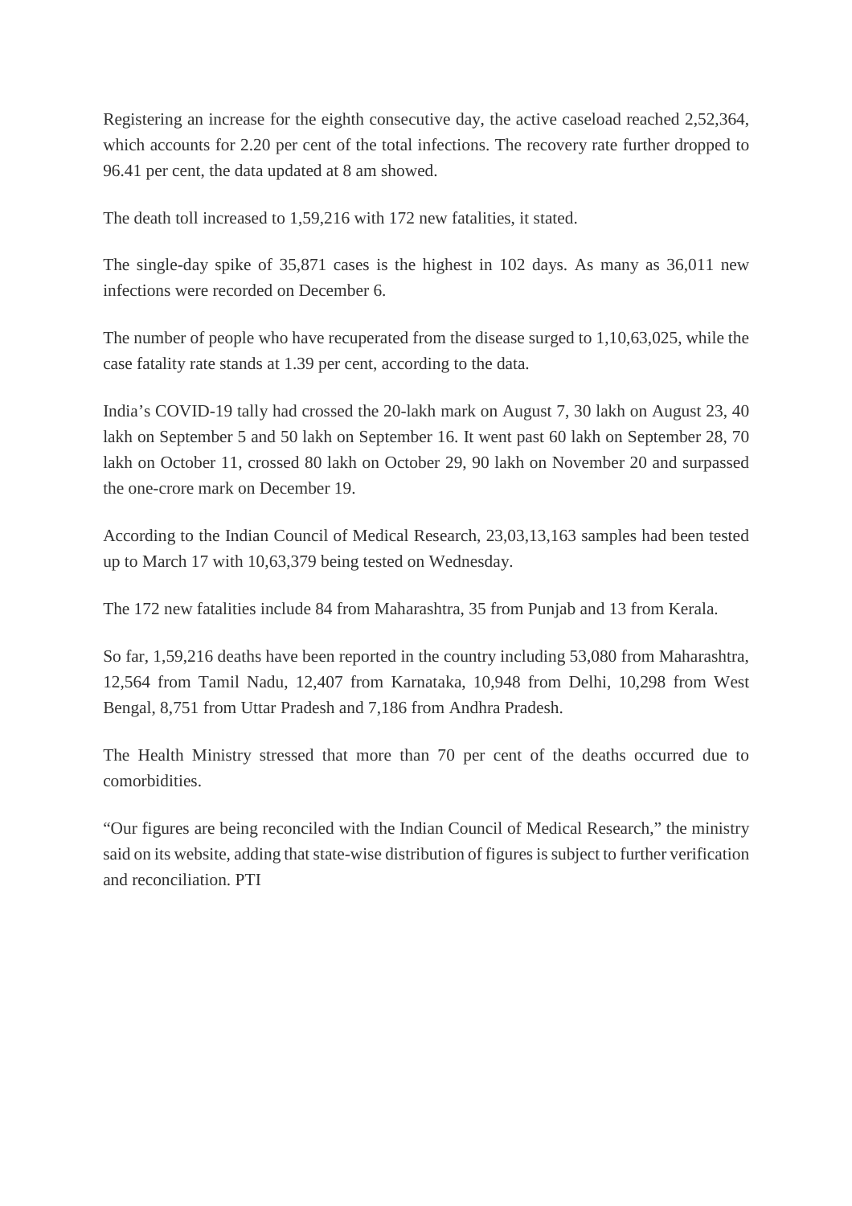Registering an increase for the eighth consecutive day, the active caseload reached 2,52,364, which accounts for 2.20 per cent of the total infections. The recovery rate further dropped to 96.41 per cent, the data updated at 8 am showed.

The death toll increased to 1,59,216 with 172 new fatalities, it stated.

The single-day spike of 35,871 cases is the highest in 102 days. As many as 36,011 new infections were recorded on December 6.

The number of people who have recuperated from the disease surged to 1,10,63,025, while the case fatality rate stands at 1.39 per cent, according to the data.

India's COVID-19 tally had crossed the 20-lakh mark on August 7, 30 lakh on August 23, 40 lakh on September 5 and 50 lakh on September 16. It went past 60 lakh on September 28, 70 lakh on October 11, crossed 80 lakh on October 29, 90 lakh on November 20 and surpassed the one-crore mark on December 19.

According to the Indian Council of Medical Research, 23,03,13,163 samples had been tested up to March 17 with 10,63,379 being tested on Wednesday.

The 172 new fatalities include 84 from Maharashtra, 35 from Punjab and 13 from Kerala.

So far, 1,59,216 deaths have been reported in the country including 53,080 from Maharashtra, 12,564 from Tamil Nadu, 12,407 from Karnataka, 10,948 from Delhi, 10,298 from West Bengal, 8,751 from Uttar Pradesh and 7,186 from Andhra Pradesh.

The Health Ministry stressed that more than 70 per cent of the deaths occurred due to comorbidities.

"Our figures are being reconciled with the Indian Council of Medical Research," the ministry said on its website, adding that state-wise distribution of figures is subject to further verification and reconciliation. PTI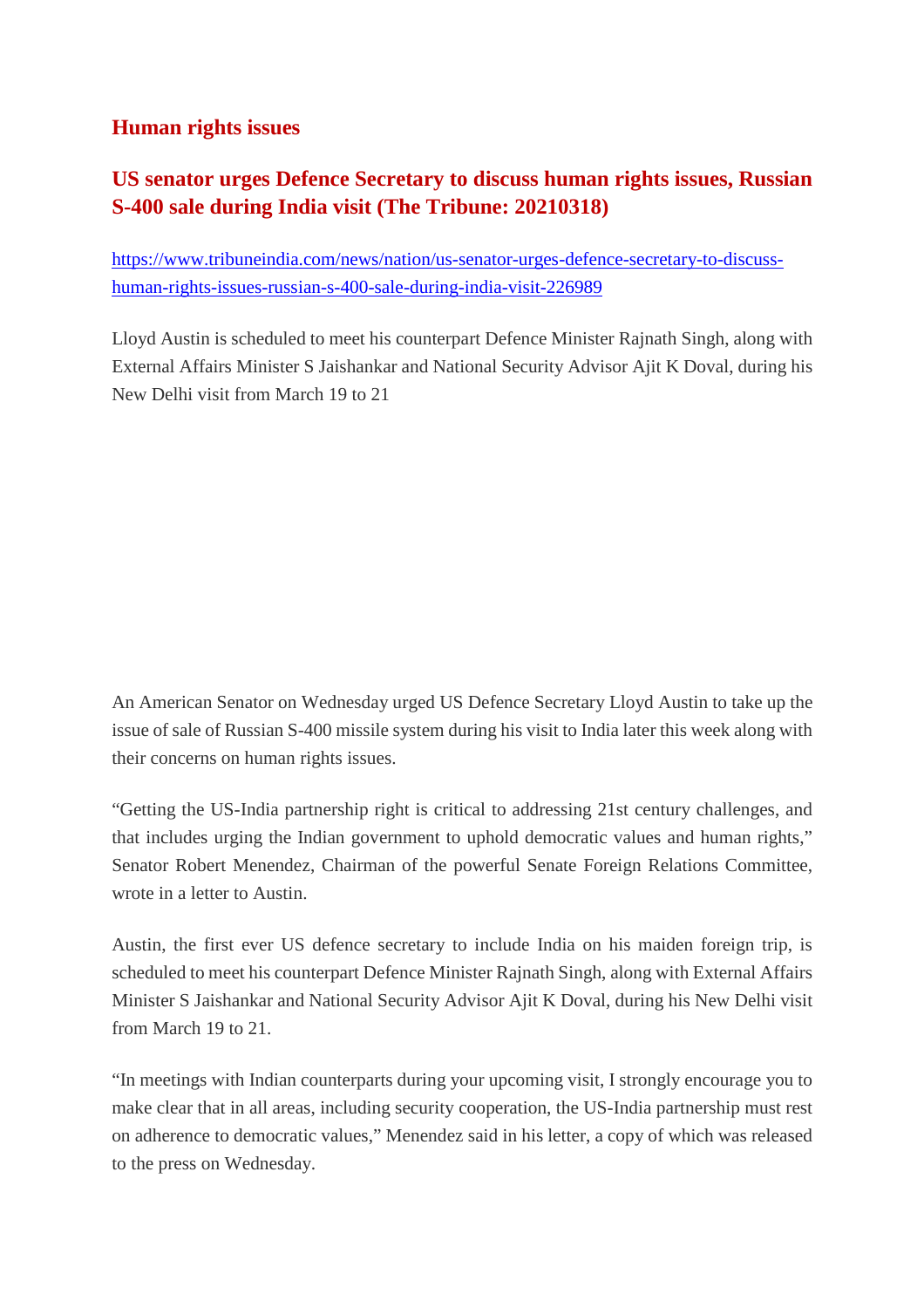## Human rights issues

### US senator urges Defence Secretary to discuss human rights issues, Russian S-400 sale during India visit (The Tribune: 20210318)

https://www.tribuneindia.com/news/nation/us-senator-urges-defence-secretary-to-discuss-human-rights-issues-russian-s-400-sale-during-india-visit-226989

Lloyd Austin is scheduled to meet his counterpart Defence Minister Rajnath Singh, along with External Affairs Minister S Jaishankar and National Security Advisor Ajit K Doval, during his New Delhi visit from March 19 to 21

An American Senator on Wednesday urged US Defence Secretary Lloyd Austin to take up the issue of sale of Russian S-400 missile system during his visit to India later this week along with their concerns on human rights issues.

"Getting the US-India partnership right is critical to addressing 21st century challenges, and that includes urging the Indian government to uphold democratic values and human rights," Senator Robert Menendez, Chairman of the powerful Senate Foreign Relations Committee, wrote in a letter to Austin.

Austin, the first ever US defence secretary to include India on his maiden foreign trip, is scheduled to meet his counterpart Defence Minister Rajnath Singh, along with External Affairs Minister S Jaishankar and National Security Advisor Ajit K Doval, during his New Delhi visit from March 19 to 21.

"In meetings with Indian counterparts during your upcoming visit, I strongly encourage you to make clear that in all areas, including security cooperation, the US-India partnership must rest on adherence to democratic values," Menendez said in his letter, a copy of which was released to the press on Wednesday.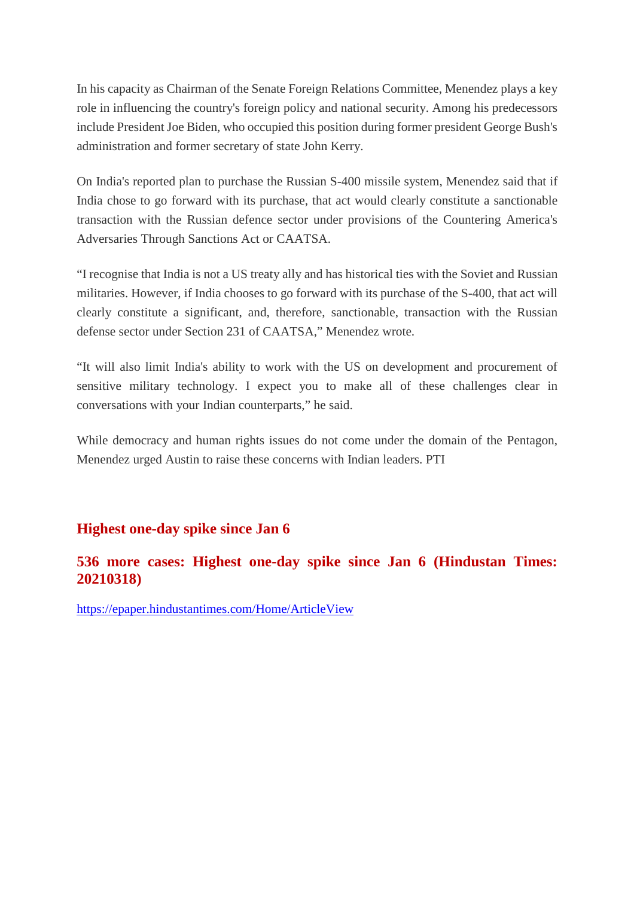In his capacity as Chairman of the Senate Foreign Relations Committee, Menendez plays a key role in influencing the country's foreign policy and national security. Among his predecessors include President Joe Biden, who occupied this position during former president George Bush's administration and former secretary of state John Kerry.

On India's reported plan to purchase the Russian S-400 missile system, Menendez said that if India chose to go forward with its purchase, that act would clearly constitute a sanctionable transaction with the Russian defence sector under provisions of the Countering America's Adversaries Through Sanctions Act or CAATSA.

“I recognise that India is not a US treaty ally and has historical ties with the Soviet and Russian militaries. However, if India chooses to go forward with its purchase of the S-400, that act will clearly constitute a significant, and, therefore, sanctionable, transaction with the Russian defense sector under Section 231 of CAATSA,” Menendez wrote.

“It will also limit India's ability to work with the US on development and procurement of sensitive military technology. I expect you to make all of these challenges clear in conversations with your Indian counterparts,” he said.

While democracy and human rights issues do not come under the domain of the Pentagon, Menendez urged Austin to raise these concerns with Indian leaders. PTI

## Highest one-day spike since Jan 6

### 536 more cases: Highest one-day spike since Jan 6 (Hindustan Times: 20210318)

https://epaper.hindustantimes.com/Home/ArticleView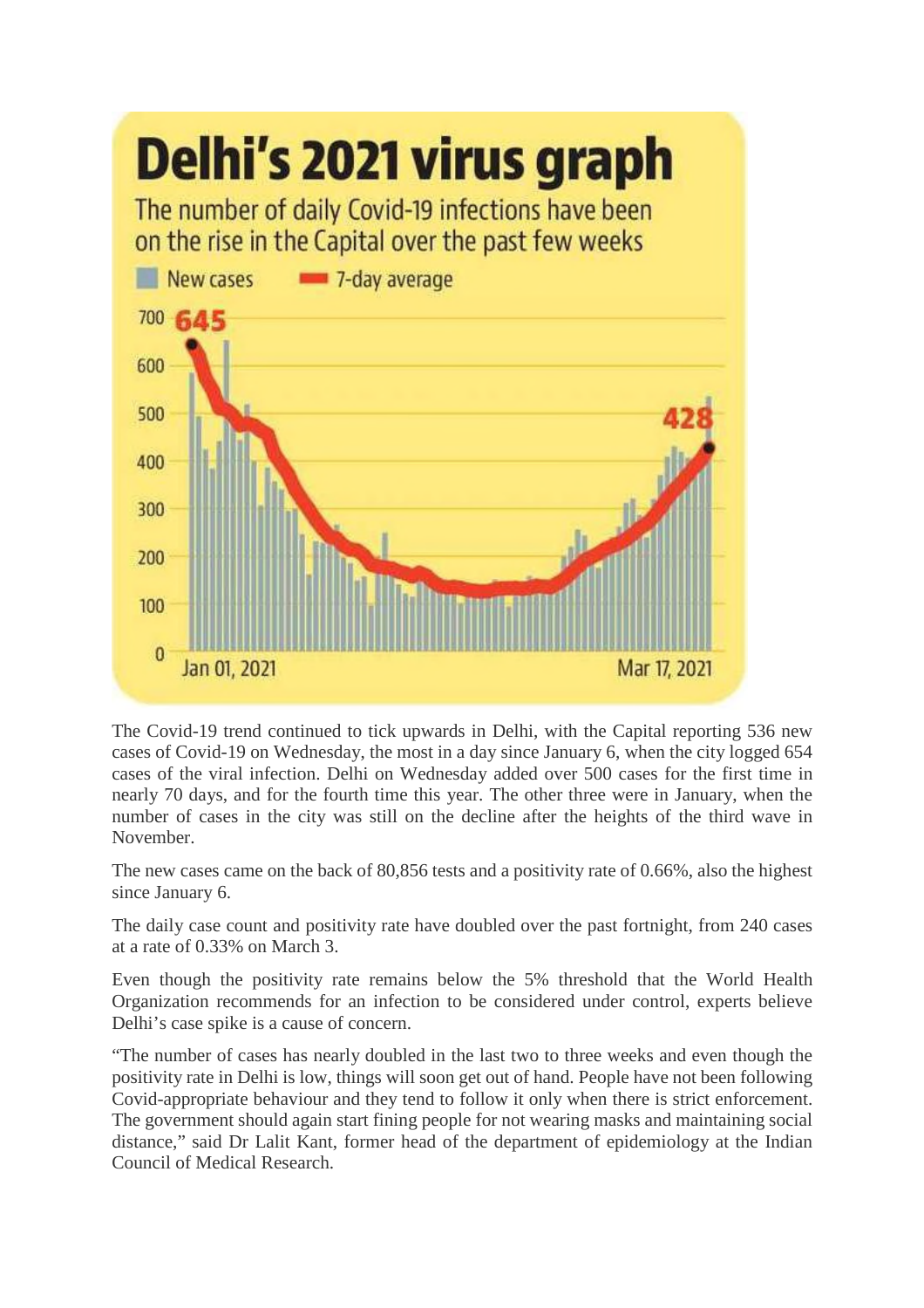# Delhi's 2021 virus graph

The number of daily Covid-19 infections have been on the rise in the Capital over the past few weeks

New cases    7-day average

645

428

Jan 01, 2021    Mar 17, 2021

The Covid-19 trend continued to tick upwards in Delhi, with the Capital reporting 536 new cases of Covid-19 on Wednesday, the most in a day since January 6, when the city logged 654 cases of the viral infection. Delhi on Wednesday added over 500 cases for the first time in nearly 70 days, and for the fourth time this year. The other three were in January, when the number of cases in the city was still on the decline after the heights of the third wave in November.

The new cases came on the back of 80,856 tests and a positivity rate of 0.66%, also the highest since January 6.

The daily case count and positivity rate have doubled over the past fortnight, from 240 cases at a rate of 0.33% on March 3.

Even though the positivity rate remains below the 5% threshold that the World Health Organization recommends for an infection to be considered under control, experts believe Delhi's case spike is a cause of concern.

"The number of cases has nearly doubled in the last two to three weeks and even though the positivity rate in Delhi is low, things will soon get out of hand. People have not been following Covid-appropriate behaviour and they tend to follow it only when there is strict enforcement. The government should again start fining people for not wearing masks and maintaining social distance," said Dr Lalit Kant, former head of the department of epidemiology at the Indian Council of Medical Research.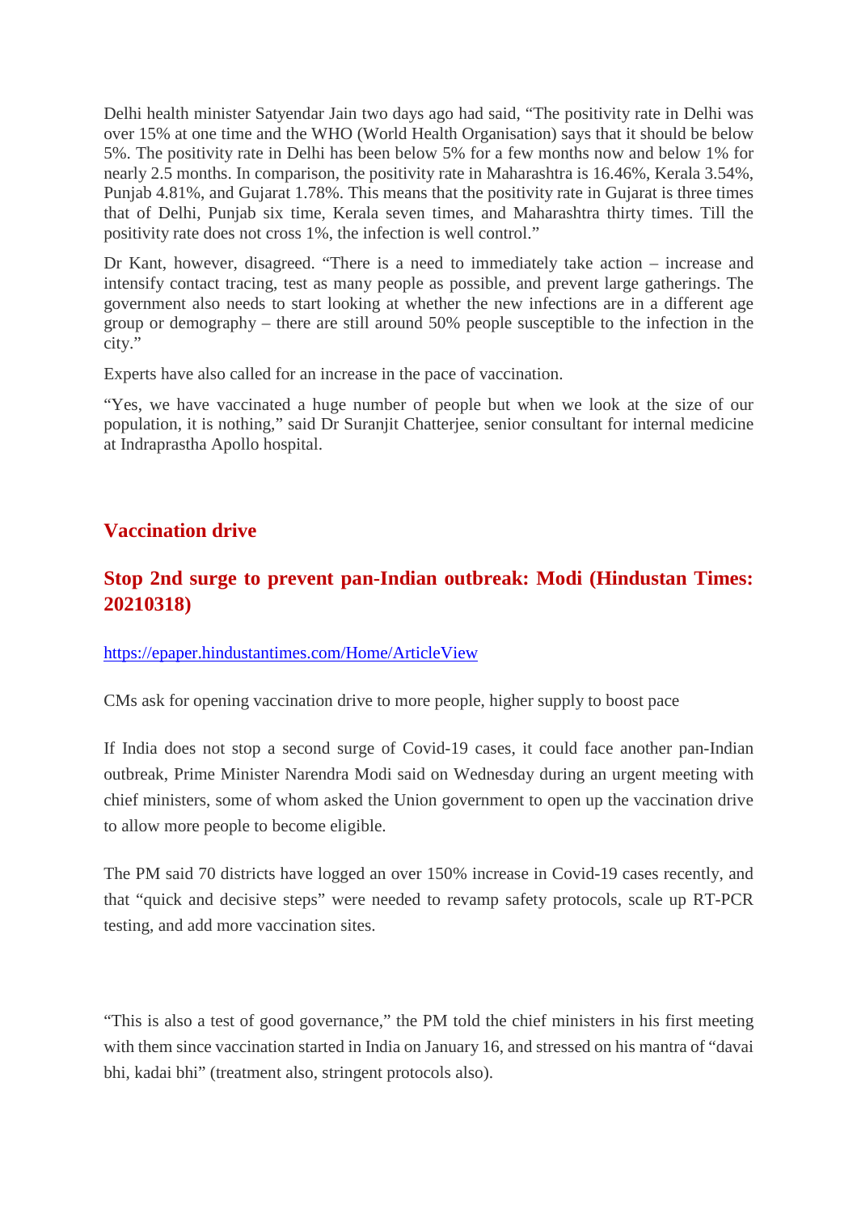Delhi health minister Satyendar Jain two days ago had said, "The positivity rate in Delhi was over 15% at one time and the WHO (World Health Organisation) says that it should be below 5%. The positivity rate in Delhi has been below 5% for a few months now and below 1% for nearly 2.5 months. In comparison, the positivity rate in Maharashtra is 16.46%, Kerala 3.54%, Punjab 4.81%, and Gujarat 1.78%. This means that the positivity rate in Gujarat is three times that of Delhi, Punjab six time, Kerala seven times, and Maharashtra thirty times. Till the positivity rate does not cross 1%, the infection is well control."

Dr Kant, however, disagreed. "There is a need to immediately take action – increase and intensify contact tracing, test as many people as possible, and prevent large gatherings. The government also needs to start looking at whether the new infections are in a different age group or demography – there are still around 50% people susceptible to the infection in the city."

Experts have also called for an increase in the pace of vaccination.

"Yes, we have vaccinated a huge number of people but when we look at the size of our population, it is nothing," said Dr Suranjit Chatterjee, senior consultant for internal medicine at Indraprastha Apollo hospital.

## Vaccination drive

## Stop 2nd surge to prevent pan-Indian outbreak: Modi (Hindustan Times: 20210318)

https://epaper.hindustantimes.com/Home/ArticleView

CMs ask for opening vaccination drive to more people, higher supply to boost pace

If India does not stop a second surge of Covid-19 cases, it could face another pan-Indian outbreak, Prime Minister Narendra Modi said on Wednesday during an urgent meeting with chief ministers, some of whom asked the Union government to open up the vaccination drive to allow more people to become eligible.

The PM said 70 districts have logged an over 150% increase in Covid-19 cases recently, and that "quick and decisive steps" were needed to revamp safety protocols, scale up RT-PCR testing, and add more vaccination sites.

"This is also a test of good governance," the PM told the chief ministers in his first meeting with them since vaccination started in India on January 16, and stressed on his mantra of "davai bhi, kadai bhi" (treatment also, stringent protocols also).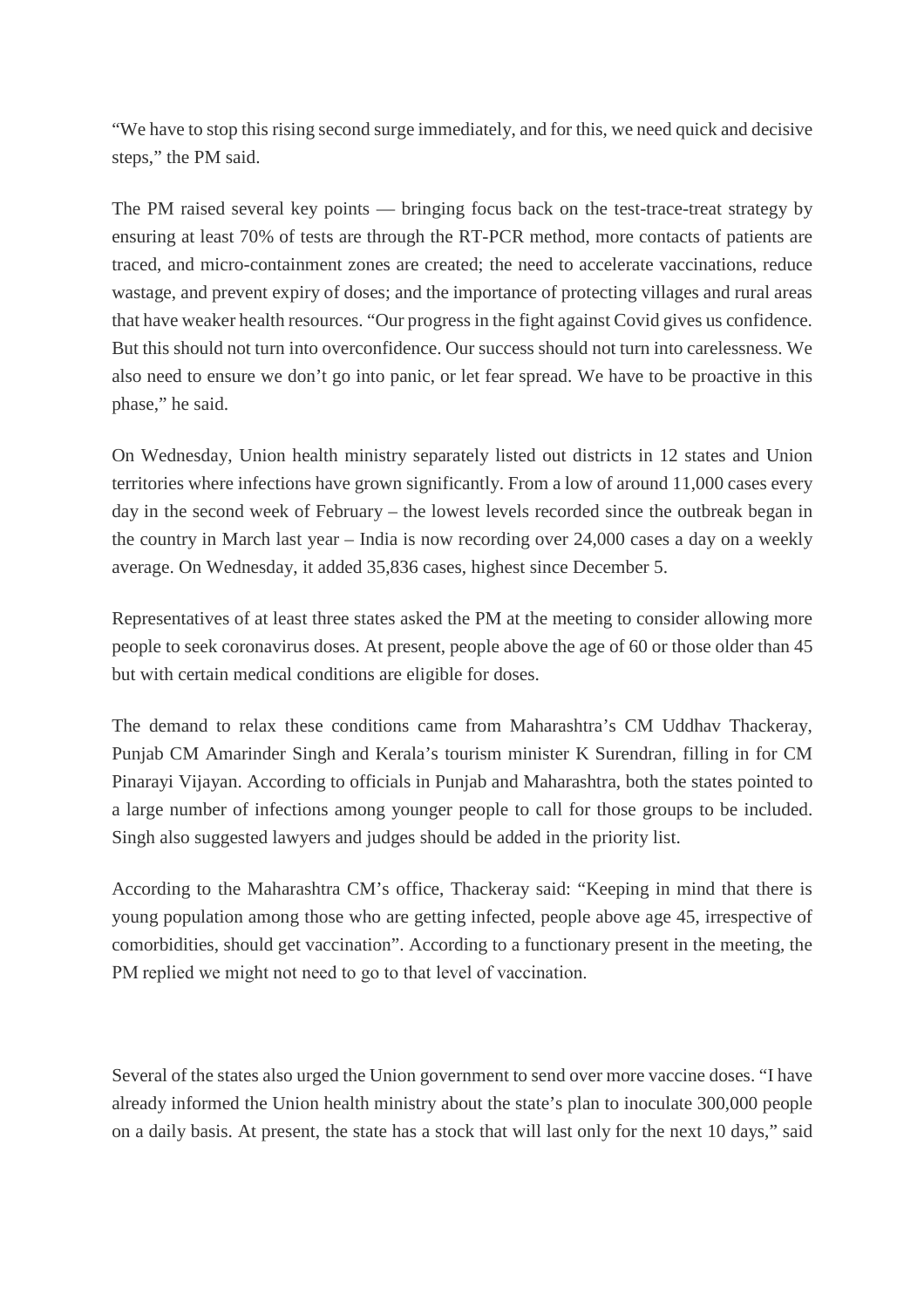"We have to stop this rising second surge immediately, and for this, we need quick and decisive steps," the PM said.

The PM raised several key points — bringing focus back on the test-trace-treat strategy by ensuring at least 70% of tests are through the RT-PCR method, more contacts of patients are traced, and micro-containment zones are created; the need to accelerate vaccinations, reduce wastage, and prevent expiry of doses; and the importance of protecting villages and rural areas that have weaker health resources. "Our progress in the fight against Covid gives us confidence. But this should not turn into overconfidence. Our success should not turn into carelessness. We also need to ensure we don't go into panic, or let fear spread. We have to be proactive in this phase," he said.

On Wednesday, Union health ministry separately listed out districts in 12 states and Union territories where infections have grown significantly. From a low of around 11,000 cases every day in the second week of February – the lowest levels recorded since the outbreak began in the country in March last year – India is now recording over 24,000 cases a day on a weekly average. On Wednesday, it added 35,836 cases, highest since December 5.

Representatives of at least three states asked the PM at the meeting to consider allowing more people to seek coronavirus doses. At present, people above the age of 60 or those older than 45 but with certain medical conditions are eligible for doses.

The demand to relax these conditions came from Maharashtra's CM Uddhav Thackeray, Punjab CM Amarinder Singh and Kerala's tourism minister K Surendran, filling in for CM Pinarayi Vijayan. According to officials in Punjab and Maharashtra, both the states pointed to a large number of infections among younger people to call for those groups to be included. Singh also suggested lawyers and judges should be added in the priority list.

According to the Maharashtra CM's office, Thackeray said: "Keeping in mind that there is young population among those who are getting infected, people above age 45, irrespective of comorbidities, should get vaccination". According to a functionary present in the meeting, the PM replied we might not need to go to that level of vaccination.

Several of the states also urged the Union government to send over more vaccine doses. "I have already informed the Union health ministry about the state's plan to inoculate 300,000 people on a daily basis. At present, the state has a stock that will last only for the next 10 days," said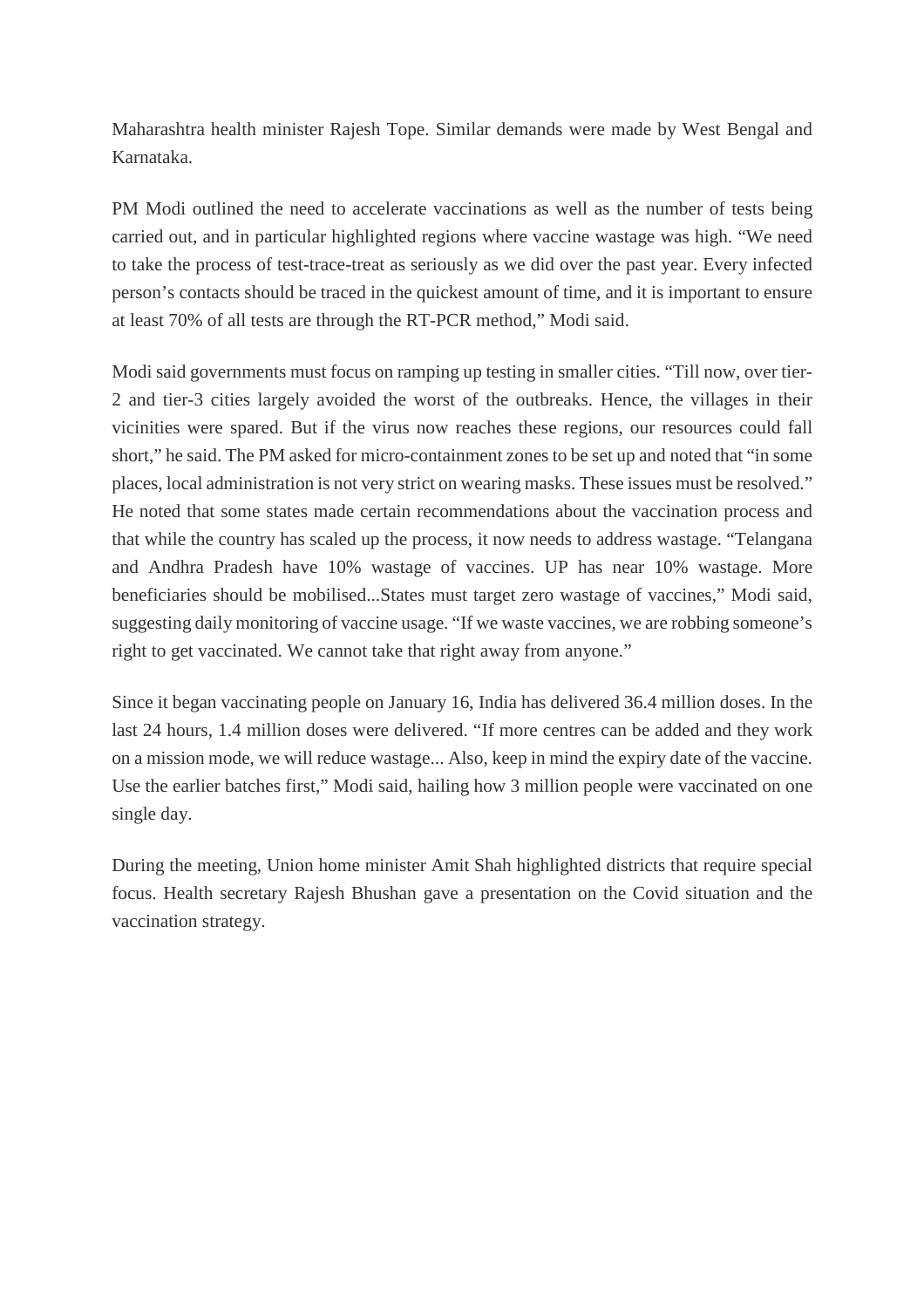Maharashtra health minister Rajesh Tope. Similar demands were made by West Bengal and Karnataka.

PM Modi outlined the need to accelerate vaccinations as well as the number of tests being carried out, and in particular highlighted regions where vaccine wastage was high. "We need to take the process of test-trace-treat as seriously as we did over the past year. Every infected person's contacts should be traced in the quickest amount of time, and it is important to ensure at least 70% of all tests are through the RT-PCR method," Modi said.

Modi said governments must focus on ramping up testing in smaller cities. "Till now, over tier-2 and tier-3 cities largely avoided the worst of the outbreaks. Hence, the villages in their vicinities were spared. But if the virus now reaches these regions, our resources could fall short," he said. The PM asked for micro-containment zones to be set up and noted that "in some places, local administration is not very strict on wearing masks. These issues must be resolved." He noted that some states made certain recommendations about the vaccination process and that while the country has scaled up the process, it now needs to address wastage. "Telangana and Andhra Pradesh have 10% wastage of vaccines. UP has near 10% wastage. More beneficiaries should be mobilised...States must target zero wastage of vaccines," Modi said, suggesting daily monitoring of vaccine usage. "If we waste vaccines, we are robbing someone's right to get vaccinated. We cannot take that right away from anyone."

Since it began vaccinating people on January 16, India has delivered 36.4 million doses. In the last 24 hours, 1.4 million doses were delivered. "If more centres can be added and they work on a mission mode, we will reduce wastage... Also, keep in mind the expiry date of the vaccine. Use the earlier batches first," Modi said, hailing how 3 million people were vaccinated on one single day.

During the meeting, Union home minister Amit Shah highlighted districts that require special focus. Health secretary Rajesh Bhushan gave a presentation on the Covid situation and the vaccination strategy.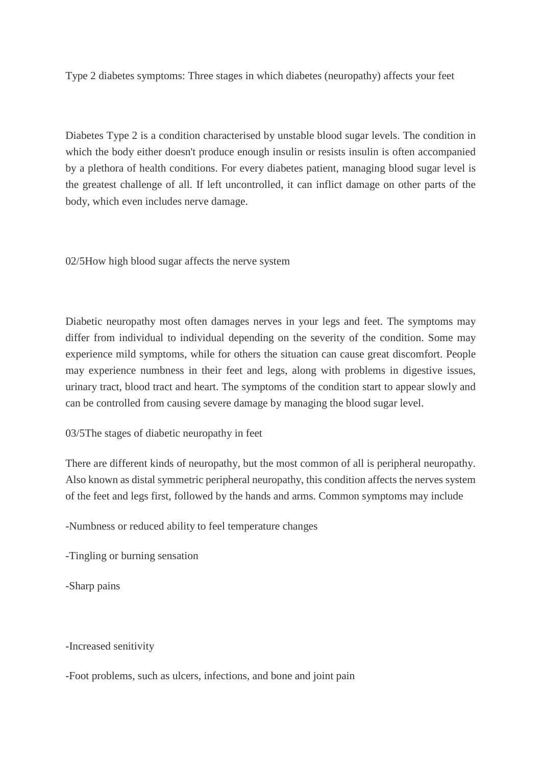Type 2 diabetes symptoms: Three stages in which diabetes (neuropathy) affects your feet

Diabetes Type 2 is a condition characterised by unstable blood sugar levels. The condition in which the body either doesn't produce enough insulin or resists insulin is often accompanied by a plethora of health conditions. For every diabetes patient, managing blood sugar level is the greatest challenge of all. If left uncontrolled, it can inflict damage on other parts of the body, which even includes nerve damage.

02/5How high blood sugar affects the nerve system

Diabetic neuropathy most often damages nerves in your legs and feet. The symptoms may differ from individual to individual depending on the severity of the condition. Some may experience mild symptoms, while for others the situation can cause great discomfort. People may experience numbness in their feet and legs, along with problems in digestive issues, urinary tract, blood tract and heart. The symptoms of the condition start to appear slowly and can be controlled from causing severe damage by managing the blood sugar level.

03/5The stages of diabetic neuropathy in feet

There are different kinds of neuropathy, but the most common of all is peripheral neuropathy. Also known as distal symmetric peripheral neuropathy, this condition affects the nerves system of the feet and legs first, followed by the hands and arms. Common symptoms may include

-Numbness or reduced ability to feel temperature changes

-Tingling or burning sensation

-Sharp pains

-Increased senitivity

-Foot problems, such as ulcers, infections, and bone and joint pain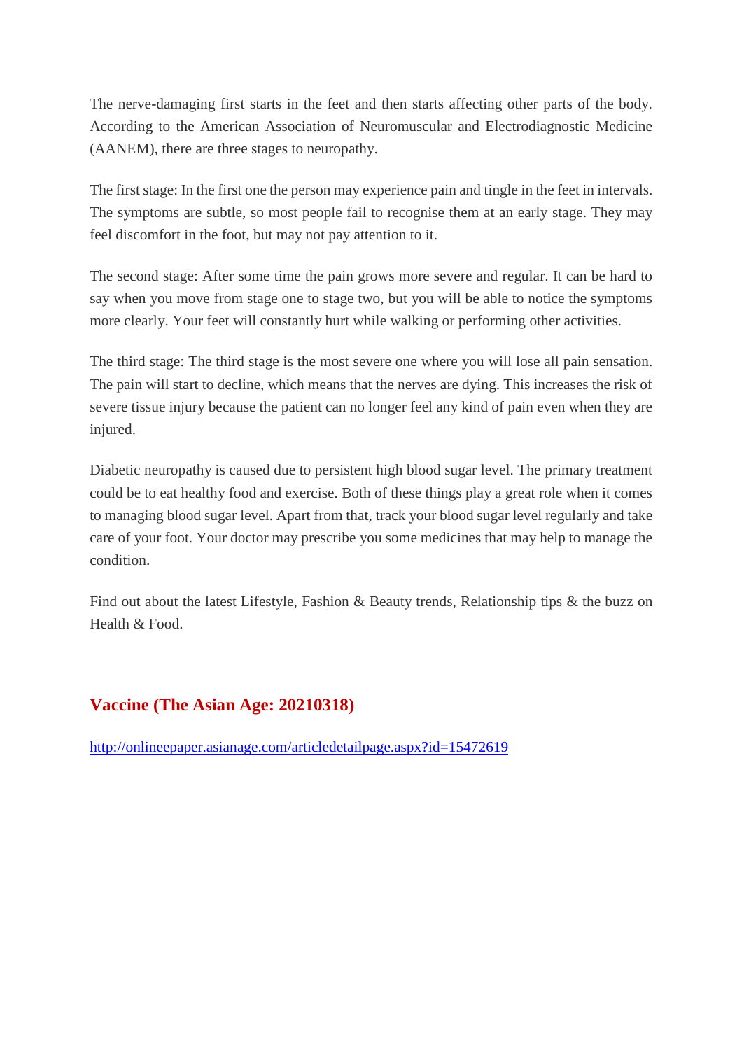The nerve-damaging first starts in the feet and then starts affecting other parts of the body. According to the American Association of Neuromuscular and Electrodiagnostic Medicine (AANEM), there are three stages to neuropathy.

The first stage: In the first one the person may experience pain and tingle in the feet in intervals. The symptoms are subtle, so most people fail to recognise them at an early stage. They may feel discomfort in the foot, but may not pay attention to it.

The second stage: After some time the pain grows more severe and regular. It can be hard to say when you move from stage one to stage two, but you will be able to notice the symptoms more clearly. Your feet will constantly hurt while walking or performing other activities.

The third stage: The third stage is the most severe one where you will lose all pain sensation. The pain will start to decline, which means that the nerves are dying. This increases the risk of severe tissue injury because the patient can no longer feel any kind of pain even when they are injured.

Diabetic neuropathy is caused due to persistent high blood sugar level. The primary treatment could be to eat healthy food and exercise. Both of these things play a great role when it comes to managing blood sugar level. Apart from that, track your blood sugar level regularly and take care of your foot. Your doctor may prescribe you some medicines that may help to manage the condition.

Find out about the latest Lifestyle, Fashion & Beauty trends, Relationship tips & the buzz on Health & Food.

## Vaccine (The Asian Age: 20210318)

http://onlineepaper.asianage.com/articledetailpage.aspx?id=15472619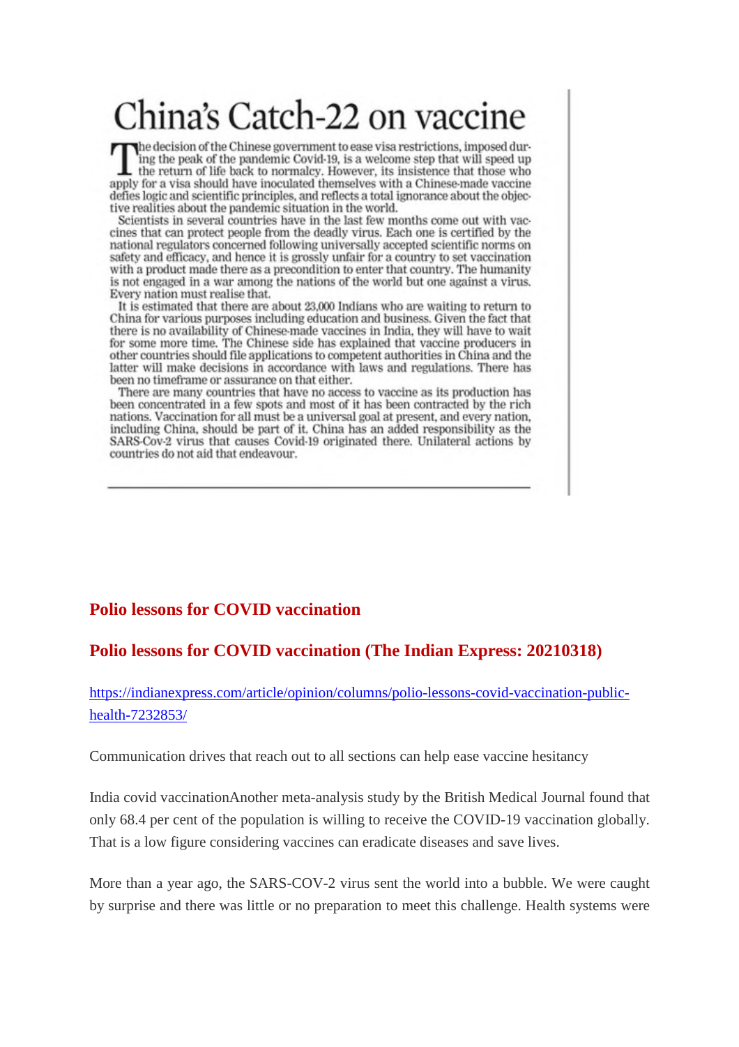# China's Catch-22 on vaccine

The decision of the Chinese government to ease visa restrictions, imposed during the peak of the pandemic Covid-19, is a welcome step that will speed up the return of life back to normalcy. However, its insistence that those who apply for a visa should have inoculated themselves with a Chinese-made vaccine defies logic and scientific principles, and reflects a total ignorance about the objective realities about the pandemic situation in the world.

Scientists in several countries have in the last few months come out with vaccines that can protect people from the deadly virus. Each one is certified by the national regulators concerned following universally accepted scientific norms on safety and efficacy, and hence it is grossly unfair for a country to set vaccination with a product made there as a precondition to enter that country. The humanity is not engaged in a war among the nations of the world but one against a virus. Every nation must realise that.

It is estimated that there are about 23,000 Indians who are waiting to return to China for various purposes including education and business. Given the fact that there is no availability of Chinese-made vaccines in India, they will have to wait for some more time. The Chinese side has explained that vaccine producers in other countries should file applications to competent authorities in China and the latter will make decisions in accordance with laws and regulations. There has been no timeframe or assurance on that either.

There are many countries that have no access to vaccine as its production has been concentrated in a few spots and most of it has been contracted by the rich nations. Vaccination for all must be a universal goal at present, and every nation, including China, should be part of it. China has an added responsibility as the SARS-Cov-2 virus that causes Covid-19 originated there. Unilateral actions by countries do not aid that endeavour.

## Polio lessons for COVID vaccination

## Polio lessons for COVID vaccination (The Indian Express: 20210318)

https://indianexpress.com/article/opinion/columns/polio-lessons-covid-vaccination-public-health-7232853/

Communication drives that reach out to all sections can help ease vaccine hesitancy

India covid vaccinationAnother meta-analysis study by the British Medical Journal found that only 68.4 per cent of the population is willing to receive the COVID-19 vaccination globally. That is a low figure considering vaccines can eradicate diseases and save lives.

More than a year ago, the SARS-COV-2 virus sent the world into a bubble. We were caught by surprise and there was little or no preparation to meet this challenge. Health systems were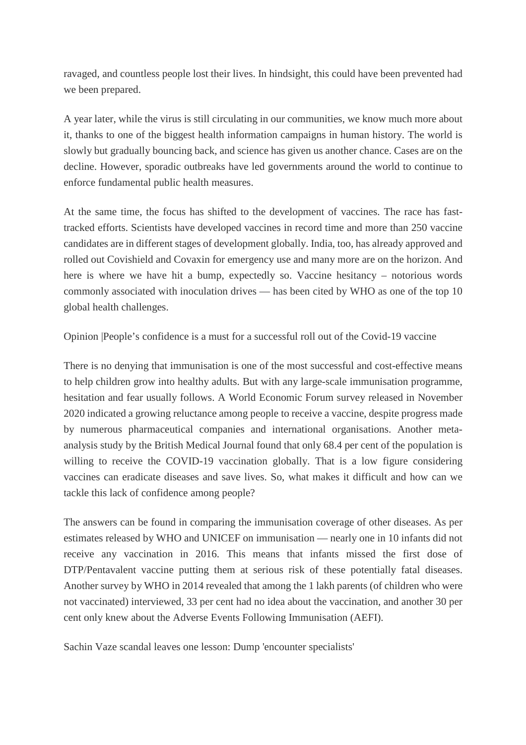ravaged, and countless people lost their lives. In hindsight, this could have been prevented had we been prepared.

A year later, while the virus is still circulating in our communities, we know much more about it, thanks to one of the biggest health information campaigns in human history. The world is slowly but gradually bouncing back, and science has given us another chance. Cases are on the decline. However, sporadic outbreaks have led governments around the world to continue to enforce fundamental public health measures.

At the same time, the focus has shifted to the development of vaccines. The race has fast-tracked efforts. Scientists have developed vaccines in record time and more than 250 vaccine candidates are in different stages of development globally. India, too, has already approved and rolled out Covishield and Covaxin for emergency use and many more are on the horizon. And here is where we have hit a bump, expectedly so. Vaccine hesitancy – notorious words commonly associated with inoculation drives — has been cited by WHO as one of the top 10 global health challenges.

Opinion |People's confidence is a must for a successful roll out of the Covid-19 vaccine

There is no denying that immunisation is one of the most successful and cost-effective means to help children grow into healthy adults. But with any large-scale immunisation programme, hesitation and fear usually follows. A World Economic Forum survey released in November 2020 indicated a growing reluctance among people to receive a vaccine, despite progress made by numerous pharmaceutical companies and international organisations. Another meta-analysis study by the British Medical Journal found that only 68.4 per cent of the population is willing to receive the COVID-19 vaccination globally. That is a low figure considering vaccines can eradicate diseases and save lives. So, what makes it difficult and how can we tackle this lack of confidence among people?

The answers can be found in comparing the immunisation coverage of other diseases. As per estimates released by WHO and UNICEF on immunisation — nearly one in 10 infants did not receive any vaccination in 2016. This means that infants missed the first dose of DTP/Pentavalent vaccine putting them at serious risk of these potentially fatal diseases. Another survey by WHO in 2014 revealed that among the 1 lakh parents (of children who were not vaccinated) interviewed, 33 per cent had no idea about the vaccination, and another 30 per cent only knew about the Adverse Events Following Immunisation (AEFI).

Sachin Vaze scandal leaves one lesson: Dump 'encounter specialists'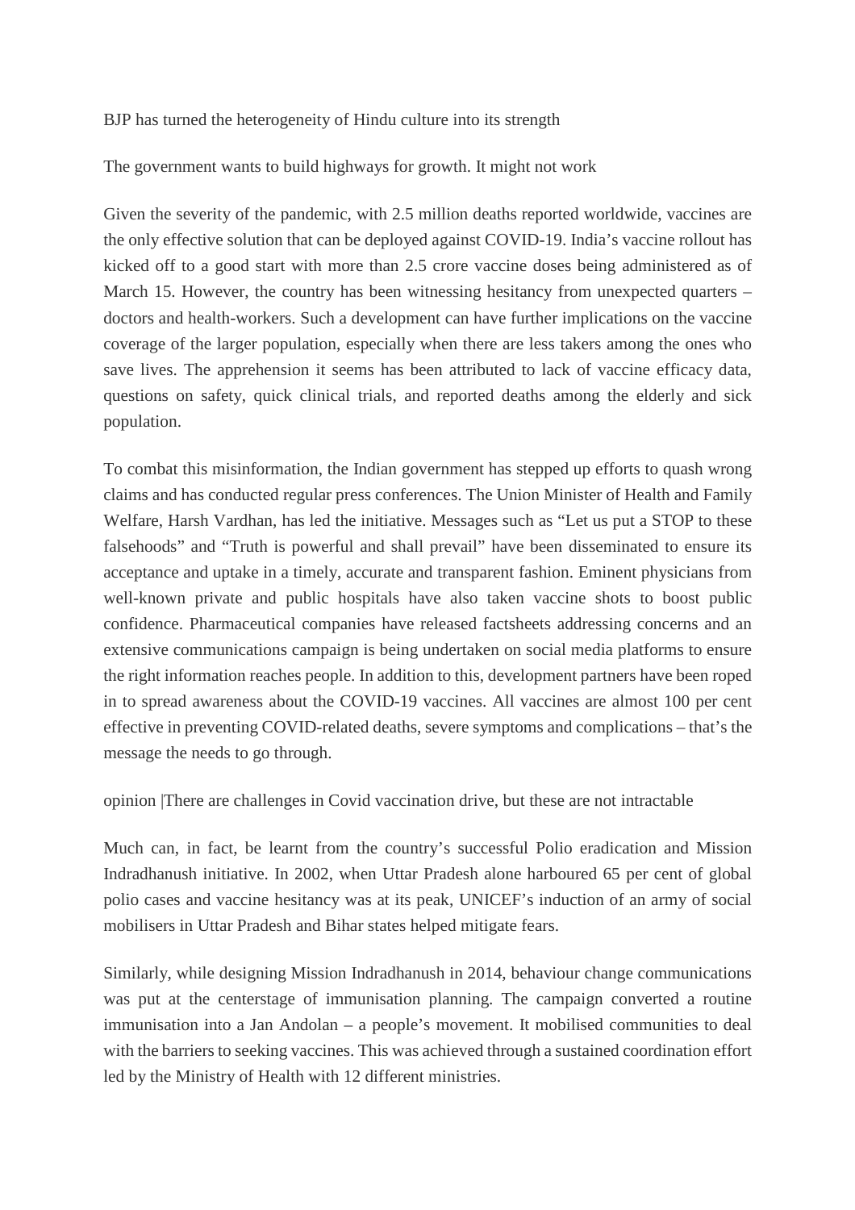BJP has turned the heterogeneity of Hindu culture into its strength

The government wants to build highways for growth. It might not work

Given the severity of the pandemic, with 2.5 million deaths reported worldwide, vaccines are the only effective solution that can be deployed against COVID-19. India's vaccine rollout has kicked off to a good start with more than 2.5 crore vaccine doses being administered as of March 15. However, the country has been witnessing hesitancy from unexpected quarters – doctors and health-workers. Such a development can have further implications on the vaccine coverage of the larger population, especially when there are less takers among the ones who save lives. The apprehension it seems has been attributed to lack of vaccine efficacy data, questions on safety, quick clinical trials, and reported deaths among the elderly and sick population.

To combat this misinformation, the Indian government has stepped up efforts to quash wrong claims and has conducted regular press conferences. The Union Minister of Health and Family Welfare, Harsh Vardhan, has led the initiative. Messages such as "Let us put a STOP to these falsehoods" and "Truth is powerful and shall prevail" have been disseminated to ensure its acceptance and uptake in a timely, accurate and transparent fashion. Eminent physicians from well-known private and public hospitals have also taken vaccine shots to boost public confidence. Pharmaceutical companies have released factsheets addressing concerns and an extensive communications campaign is being undertaken on social media platforms to ensure the right information reaches people. In addition to this, development partners have been roped in to spread awareness about the COVID-19 vaccines. All vaccines are almost 100 per cent effective in preventing COVID-related deaths, severe symptoms and complications – that's the message the needs to go through.

opinion |There are challenges in Covid vaccination drive, but these are not intractable

Much can, in fact, be learnt from the country's successful Polio eradication and Mission Indradhanush initiative. In 2002, when Uttar Pradesh alone harboured 65 per cent of global polio cases and vaccine hesitancy was at its peak, UNICEF's induction of an army of social mobilisers in Uttar Pradesh and Bihar states helped mitigate fears.

Similarly, while designing Mission Indradhanush in 2014, behaviour change communications was put at the centerstage of immunisation planning. The campaign converted a routine immunisation into a Jan Andolan – a people's movement. It mobilised communities to deal with the barriers to seeking vaccines. This was achieved through a sustained coordination effort led by the Ministry of Health with 12 different ministries.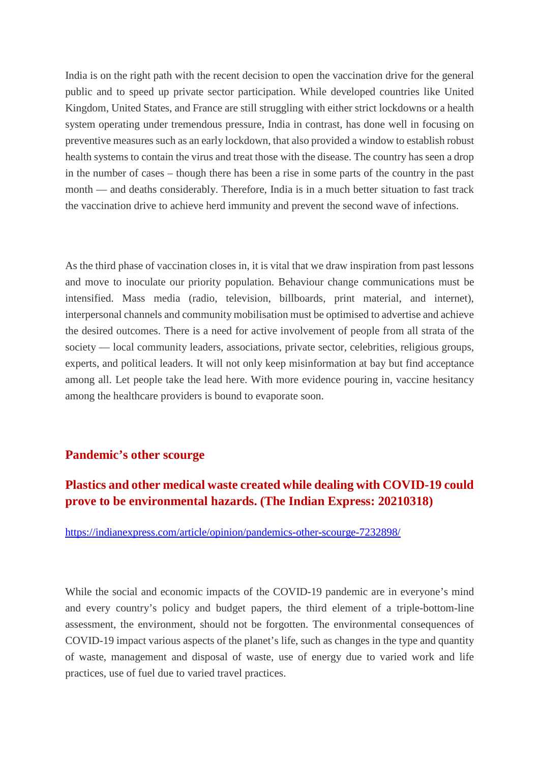India is on the right path with the recent decision to open the vaccination drive for the general public and to speed up private sector participation. While developed countries like United Kingdom, United States, and France are still struggling with either strict lockdowns or a health system operating under tremendous pressure, India in contrast, has done well in focusing on preventive measures such as an early lockdown, that also provided a window to establish robust health systems to contain the virus and treat those with the disease. The country has seen a drop in the number of cases – though there has been a rise in some parts of the country in the past month — and deaths considerably. Therefore, India is in a much better situation to fast track the vaccination drive to achieve herd immunity and prevent the second wave of infections.

As the third phase of vaccination closes in, it is vital that we draw inspiration from past lessons and move to inoculate our priority population. Behaviour change communications must be intensified. Mass media (radio, television, billboards, print material, and internet), interpersonal channels and community mobilisation must be optimised to advertise and achieve the desired outcomes. There is a need for active involvement of people from all strata of the society — local community leaders, associations, private sector, celebrities, religious groups, experts, and political leaders. It will not only keep misinformation at bay but find acceptance among all. Let people take the lead here. With more evidence pouring in, vaccine hesitancy among the healthcare providers is bound to evaporate soon.

## Pandemic's other scourge

## Plastics and other medical waste created while dealing with COVID-19 could prove to be environmental hazards. (The Indian Express: 20210318)

https://indianexpress.com/article/opinion/pandemics-other-scourge-7232898/

While the social and economic impacts of the COVID-19 pandemic are in everyone's mind and every country's policy and budget papers, the third element of a triple-bottom-line assessment, the environment, should not be forgotten. The environmental consequences of COVID-19 impact various aspects of the planet's life, such as changes in the type and quantity of waste, management and disposal of waste, use of energy due to varied work and life practices, use of fuel due to varied travel practices.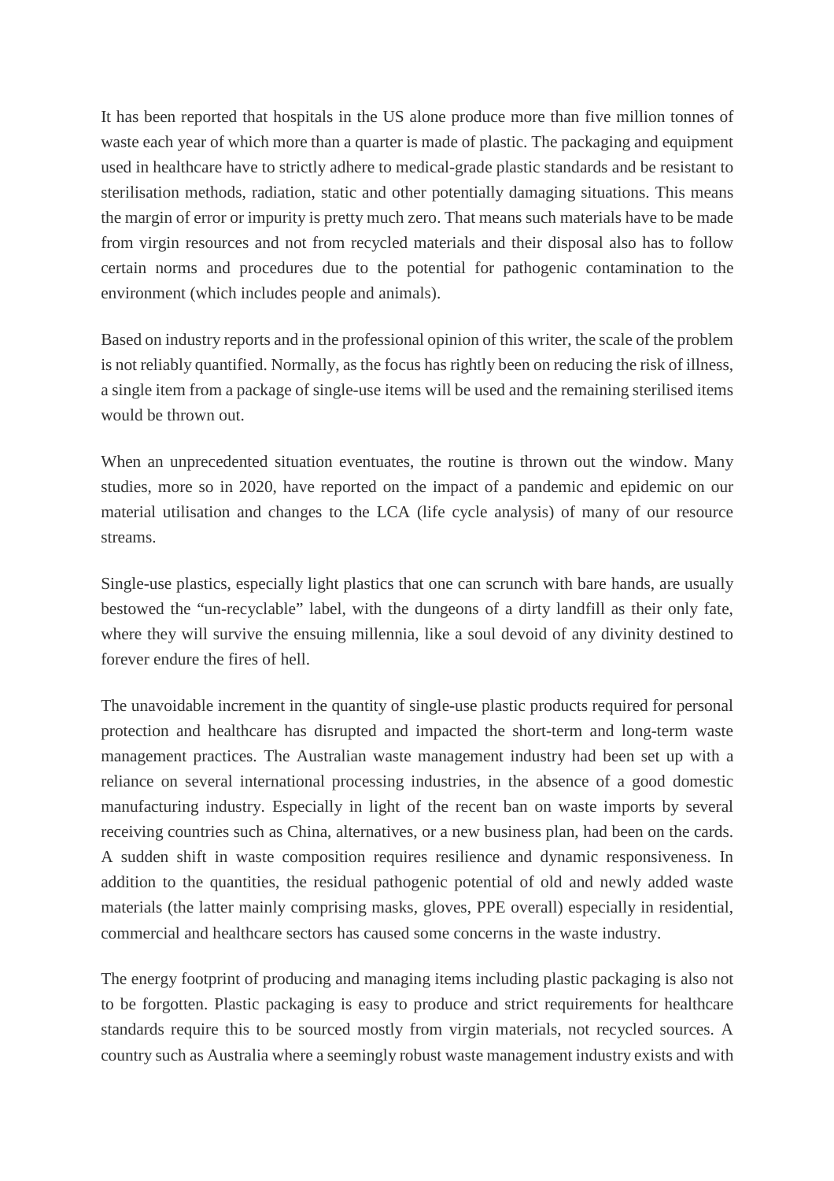It has been reported that hospitals in the US alone produce more than five million tonnes of waste each year of which more than a quarter is made of plastic. The packaging and equipment used in healthcare have to strictly adhere to medical-grade plastic standards and be resistant to sterilisation methods, radiation, static and other potentially damaging situations. This means the margin of error or impurity is pretty much zero. That means such materials have to be made from virgin resources and not from recycled materials and their disposal also has to follow certain norms and procedures due to the potential for pathogenic contamination to the environment (which includes people and animals).

Based on industry reports and in the professional opinion of this writer, the scale of the problem is not reliably quantified. Normally, as the focus has rightly been on reducing the risk of illness, a single item from a package of single-use items will be used and the remaining sterilised items would be thrown out.

When an unprecedented situation eventuates, the routine is thrown out the window. Many studies, more so in 2020, have reported on the impact of a pandemic and epidemic on our material utilisation and changes to the LCA (life cycle analysis) of many of our resource streams.

Single-use plastics, especially light plastics that one can scrunch with bare hands, are usually bestowed the "un-recyclable" label, with the dungeons of a dirty landfill as their only fate, where they will survive the ensuing millennia, like a soul devoid of any divinity destined to forever endure the fires of hell.

The unavoidable increment in the quantity of single-use plastic products required for personal protection and healthcare has disrupted and impacted the short-term and long-term waste management practices. The Australian waste management industry had been set up with a reliance on several international processing industries, in the absence of a good domestic manufacturing industry. Especially in light of the recent ban on waste imports by several receiving countries such as China, alternatives, or a new business plan, had been on the cards. A sudden shift in waste composition requires resilience and dynamic responsiveness. In addition to the quantities, the residual pathogenic potential of old and newly added waste materials (the latter mainly comprising masks, gloves, PPE overall) especially in residential, commercial and healthcare sectors has caused some concerns in the waste industry.

The energy footprint of producing and managing items including plastic packaging is also not to be forgotten. Plastic packaging is easy to produce and strict requirements for healthcare standards require this to be sourced mostly from virgin materials, not recycled sources. A country such as Australia where a seemingly robust waste management industry exists and with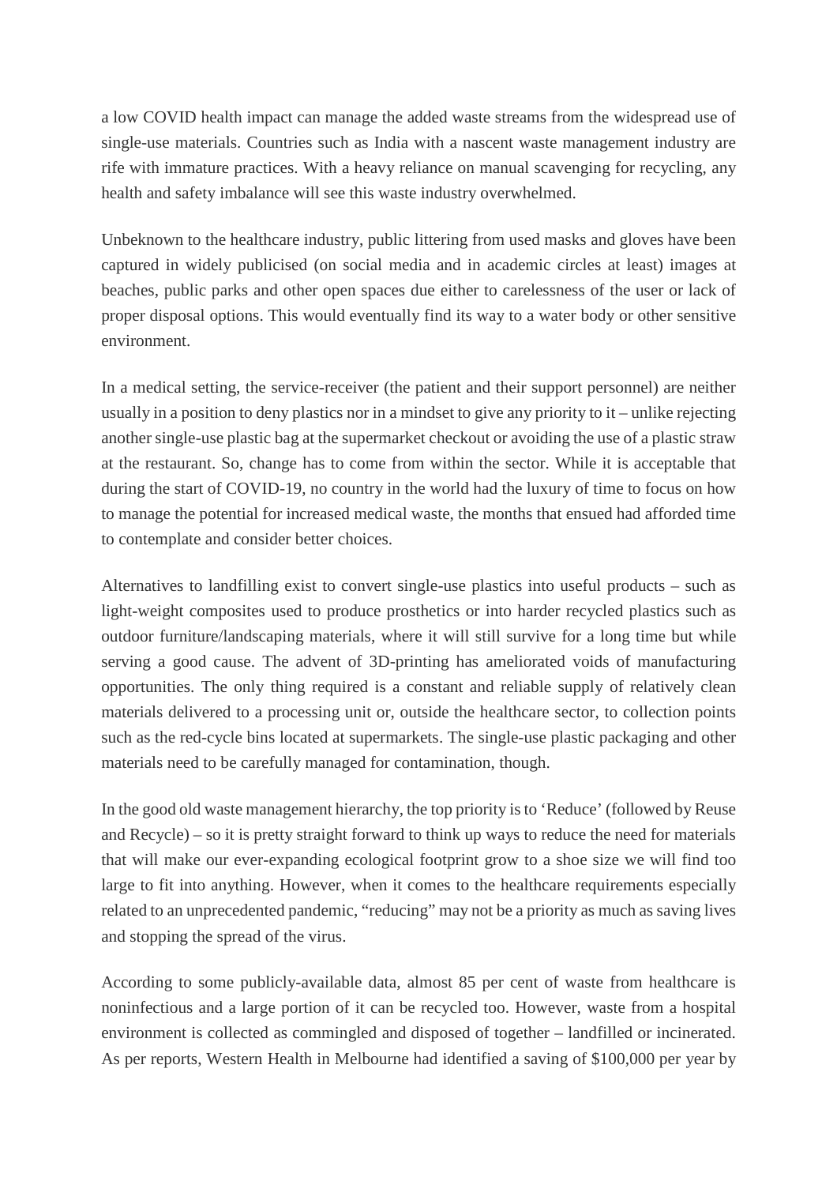a low COVID health impact can manage the added waste streams from the widespread use of single-use materials. Countries such as India with a nascent waste management industry are rife with immature practices. With a heavy reliance on manual scavenging for recycling, any health and safety imbalance will see this waste industry overwhelmed.

Unbeknown to the healthcare industry, public littering from used masks and gloves have been captured in widely publicised (on social media and in academic circles at least) images at beaches, public parks and other open spaces due either to carelessness of the user or lack of proper disposal options. This would eventually find its way to a water body or other sensitive environment.

In a medical setting, the service-receiver (the patient and their support personnel) are neither usually in a position to deny plastics nor in a mindset to give any priority to it – unlike rejecting another single-use plastic bag at the supermarket checkout or avoiding the use of a plastic straw at the restaurant. So, change has to come from within the sector. While it is acceptable that during the start of COVID-19, no country in the world had the luxury of time to focus on how to manage the potential for increased medical waste, the months that ensued had afforded time to contemplate and consider better choices.

Alternatives to landfilling exist to convert single-use plastics into useful products – such as light-weight composites used to produce prosthetics or into harder recycled plastics such as outdoor furniture/landscaping materials, where it will still survive for a long time but while serving a good cause. The advent of 3D-printing has ameliorated voids of manufacturing opportunities. The only thing required is a constant and reliable supply of relatively clean materials delivered to a processing unit or, outside the healthcare sector, to collection points such as the red-cycle bins located at supermarkets. The single-use plastic packaging and other materials need to be carefully managed for contamination, though.

In the good old waste management hierarchy, the top priority is to 'Reduce' (followed by Reuse and Recycle) – so it is pretty straight forward to think up ways to reduce the need for materials that will make our ever-expanding ecological footprint grow to a shoe size we will find too large to fit into anything. However, when it comes to the healthcare requirements especially related to an unprecedented pandemic, "reducing" may not be a priority as much as saving lives and stopping the spread of the virus.

According to some publicly-available data, almost 85 per cent of waste from healthcare is noninfectious and a large portion of it can be recycled too. However, waste from a hospital environment is collected as commingled and disposed of together – landfilled or incinerated. As per reports, Western Health in Melbourne had identified a saving of $100,000 per year by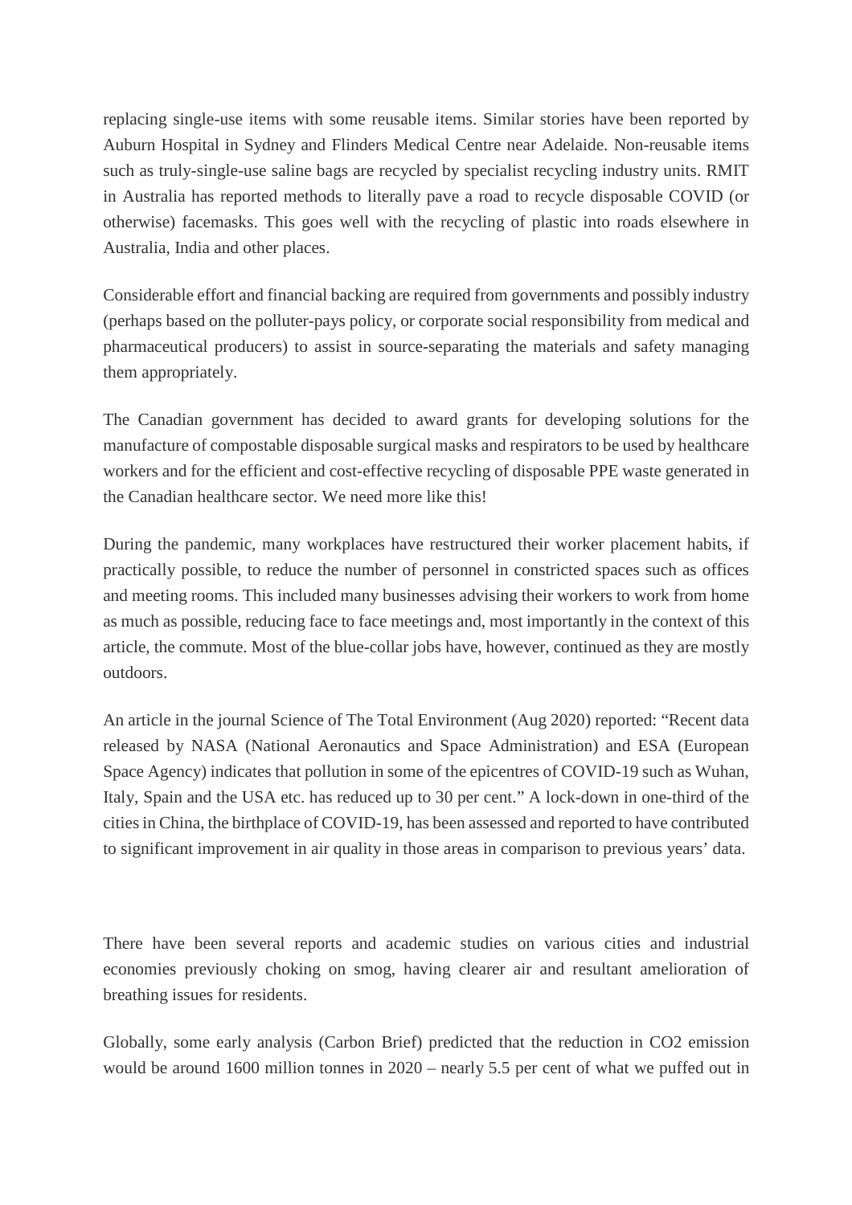replacing single-use items with some reusable items. Similar stories have been reported by Auburn Hospital in Sydney and Flinders Medical Centre near Adelaide. Non-reusable items such as truly-single-use saline bags are recycled by specialist recycling industry units. RMIT in Australia has reported methods to literally pave a road to recycle disposable COVID (or otherwise) facemasks. This goes well with the recycling of plastic into roads elsewhere in Australia, India and other places.

Considerable effort and financial backing are required from governments and possibly industry (perhaps based on the polluter-pays policy, or corporate social responsibility from medical and pharmaceutical producers) to assist in source-separating the materials and safety managing them appropriately.

The Canadian government has decided to award grants for developing solutions for the manufacture of compostable disposable surgical masks and respirators to be used by healthcare workers and for the efficient and cost-effective recycling of disposable PPE waste generated in the Canadian healthcare sector. We need more like this!

During the pandemic, many workplaces have restructured their worker placement habits, if practically possible, to reduce the number of personnel in constricted spaces such as offices and meeting rooms. This included many businesses advising their workers to work from home as much as possible, reducing face to face meetings and, most importantly in the context of this article, the commute. Most of the blue-collar jobs have, however, continued as they are mostly outdoors.

An article in the journal Science of The Total Environment (Aug 2020) reported: "Recent data released by NASA (National Aeronautics and Space Administration) and ESA (European Space Agency) indicates that pollution in some of the epicentres of COVID-19 such as Wuhan, Italy, Spain and the USA etc. has reduced up to 30 per cent." A lock-down in one-third of the cities in China, the birthplace of COVID-19, has been assessed and reported to have contributed to significant improvement in air quality in those areas in comparison to previous years' data.

There have been several reports and academic studies on various cities and industrial economies previously choking on smog, having clearer air and resultant amelioration of breathing issues for residents.

Globally, some early analysis (Carbon Brief) predicted that the reduction in $CO_2$ emission would be around 1600 million tonnes in 2020 – nearly 5.5 per cent of what we puffed out in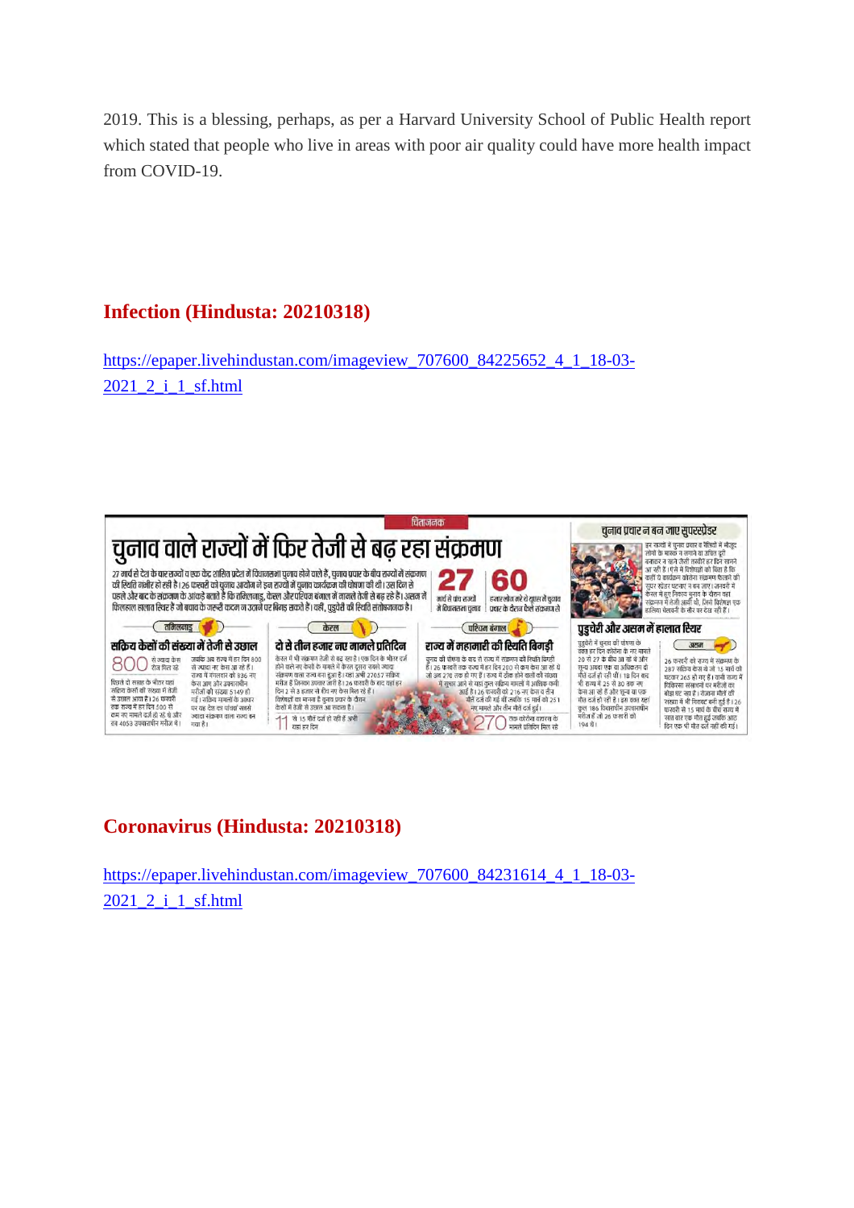2019. This is a blessing, perhaps, as per a Harvard University School of Public Health report which stated that people who live in areas with poor air quality could have more health impact from COVID-19.

## Infection (Hindusta: 20210318)

https://epaper.livehindustan.com/imageview_707600_84225652_4_1_18-03-2021_2_i_1_sf.html

चिंताजनक

### चुनाव वाले राज्यों में फिर तेजी से बढ़ रहा संक्रमण

27 मार्च से देश के चार राज्यों व एक केंद्र शासित प्रदेश में विधानसभा चुनाव होने वाले हैं, चुनाव प्रचार के बीच राज्यों में संक्रमण की स्थिति गंभीर हो रही है। 26 फरवरी को चुनाव आयोग ने इन राज्यों में चुनाव कार्यक्रम की घोषणा की थी। उस दिन से पहले और बाद के संक्रमण के आंकड़े बताते हैं कि तमिलनाडु, केरल और पश्चिम बंगाल में मामले तेजी से बढ़ रहे हैं। असम में फिलहाल हालात स्थिर है जो बचाव के जल्दी कदम न उठाने पर बिगड़ सकते हैं। वहीं, पुडुचेरी की स्थिति संतोषजनक है।

**27** मार्च से चार राज्यों में विधानसभा चुनाव

**60** हजार लोग मरे से यूएस में चुनाव प्रचार के दौरान फैले संक्रमण से

#### चुनाव प्रचार न बन जाए सुपरस्प्रेडर

**तमिलनाडु** — सक्रिय केसों की संख्या में तेजी से उछाल

**केरल** — दो से तीन हजार नए मामले प्रतिदिन

**पश्चिम बंगाल** — राज्य में महामारी की स्थिति बिगड़ी

#### पुडुचेरी और असम में हालात स्थिर

## Coronavirus (Hindusta: 20210318)

https://epaper.livehindustan.com/imageview_707600_84231614_4_1_18-03-2021_2_i_1_sf.html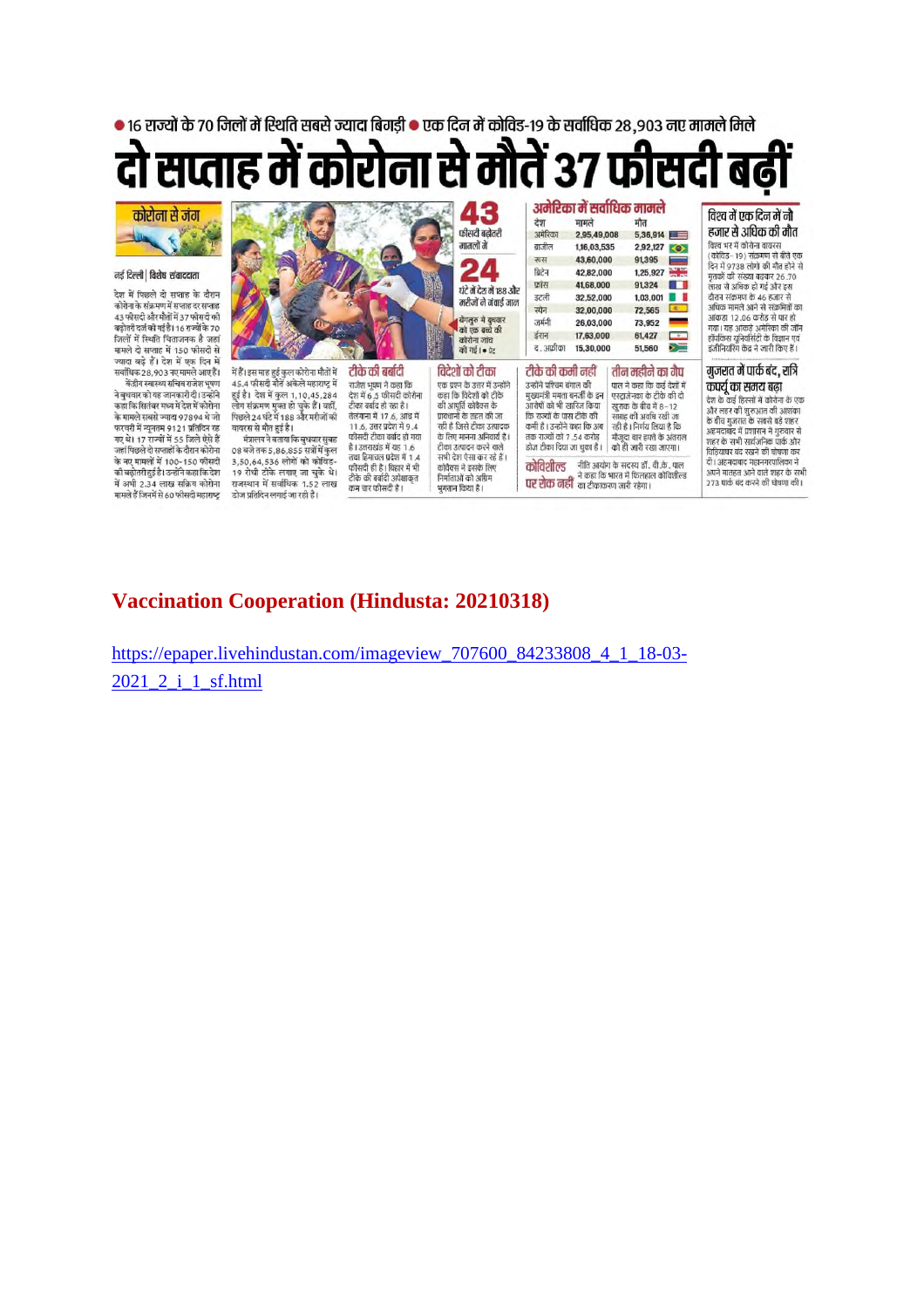● 16 राज्यों के 70 जिलों में स्थिति सबसे ज्यादा बिगड़ी ● एक दिन में कोविड-19 के सर्वाधिक 28,903 नए मामले मिले

# दो सप्ताह में कोरोना से मौतें 37 फीसदी बढ़ीं

**कोरोना से जंग**

नई दिल्ली | विशेष संवाददाता

देश में पिछले दो सप्ताह के दौरान कोरोना के संक्रमण में सप्ताह दर सप्ताह 43 फीसदी और मौतों में 37 फीसदी की बढ़ोतरी दर्ज की गई है। 16 राज्यों के 70 जिलों में स्थिति चिंताजनक है जहां मामले दो सप्ताह में 150 फीसदी से ज्यादा बढ़े हैं। देश में एक दिन में सर्वाधिक 28,903 नए मामले आए हैं।

केंद्रीय स्वास्थ्य सचिव राजेश भूषण ने बुधवार को यह जानकारी दी। उन्होंने कहा कि सितंबर मध्य में देश में कोरोना के मामले सबसे ज्यादा 97894 थे जो फरवरी में न्यूनतम 9121 प्रतिदिन रह गए थे। 17 राज्यों में 55 जिले ऐसे हैं जहां पिछले दो सप्ताहों के दौरान कोरोना के नए मामलों में 100-150 फीसदी की बढ़ोतरी हुई है। उन्होंने कहा कि देश में अभी 2.34 लाख सक्रिय कोरोना मामले हैं जिनमें से 60 फीसदी महाराष्ट्र में हैं। इस माह हुई कुल कोरोना मौतों में 45.4 फीसदी मौतें अकेले महाराष्ट्र में हुई हैं। देश में कुल 1,10,45,284 लोग संक्रमण मुक्त हो चुके हैं। वहीं, पिछले 24 घंटे में 188 और मरीजों की वायरस से मौत हुई है।

मंत्रालय ने बताया कि बुधवार सुबह 08 बजे तक 5,86,855 सत्रों में कुल 3,50,64,536 लोगों को कोविड-19 रोधी टीके लगाए जा चुके थे। राजस्थान में सर्वाधिक 1.52 लाख डोज प्रतिदिन लगाई जा रही है।

**43** फीसदी बढ़ोतरी मामलों में

**24** घंटे में देश में 188 और मरीजों ने जान गंवाई

बेंगलुरु में बुधवार को एक बच्चे की कोरोना जांच की गई। • पीटीआई

**अमेरिका में सर्वाधिक मामले**

| देश | मामले | मौत |
|---|---|---|
| अमेरिका | 2,95,49,008 | 5,36,914 |
| ब्राजील | 1,16,03,535 | 2,92,127 |
| रूस | 43,60,000 | 91,395 |
| ब्रिटेन | 42,82,000 | 1,25,927 |
| फ्रांस | 41,68,000 | 91,324 |
| इटली | 32,52,000 | 1,03,001 |
| स्पेन | 32,00,000 | 72,565 |
| जर्मनी | 26,03,000 | 73,952 |
| ईरान | 17,63,000 | 61,427 |
| द. अफ्रीका | 15,30,000 | 51,560 |

**टीके की बर्बादी**

राजेश भूषण ने कहा कि देश में 6.5 फीसदी कोरोना टीका बर्बाद हो रहा है। तेलंगाना में 17.6, आंध्र में 11.6, उत्तर प्रदेश में 9.4 फीसदी टीका बर्बाद हो गया है। उत्तराखंड में यह 1.6 तथा हिमाचल प्रदेश में 1.4 फीसदी ही है। बिहार में भी टीके की बर्बादी अपेक्षाकृत कम चार फीसदी है।

**विदेशों को टीका**

एक प्रश्न के उत्तर में उन्होंने कहा कि विदेशों को टीके की आपूर्ति कोवैक्स के प्रावधानों के तहत की जा रही है जिसे टीका उत्पादक के लिए मानना अनिवार्य है। टीका उत्पादन करने वाले सभी देश ऐसा कर रहे हैं। कोवैक्स ने इसके लिए निर्माताओं को अग्रिम भुगतान किया है।

**टीके की कमी नहीं**

उन्होंने पश्चिम बंगाल की मुख्यमंत्री ममता बनर्जी के इन आरोपों को भी खारिज किया कि राज्यों के पास टीके की कमी है। उन्होंने कहा कि अब तक राज्यों को 7.54 करोड़ डोज टीका दिया जा चुका है।

**तीन महीने का गैप**

पाल ने कहा कि कई देशों में एस्ट्राजेनेका के टीके की दो खुराक के बीच में 8-12 सप्ताह की अवधि रखी जा रही है। निर्णय लिया है कि मौजूदा चार हफ्ते के अंतराल को ही जारी रखा जाएगा।

**कोविशील्ड पर रोक नहीं**

नीति आयोग के सदस्य डॉ. वी.के. पाल ने कहा कि भारत में फिलहाल कोविशील्ड का टीकाकरण जारी रहेगा।

**विश्व में एक दिन में नौ हजार से अधिक की मौत**

विश्व भर में कोरोना वायरस (कोविड-19) संक्रमण से बीते एक दिन में 9738 लोगों की मौत होने से मृतकों की संख्या बढ़कर 26.70 लाख से अधिक हो गई और इस दौरान संक्रमण के 46 हजार से अधिक मामले आने से संक्रमितों का आंकड़ा 12.06 करोड़ से पार हो गया। यह आंकड़े अमेरिका की जॉन हॉपकिंस यूनिवर्सिटी के विज्ञान एवं इंजीनियरिंग केंद्र ने जारी किए हैं।

**गुजरात में पार्क बंद, रात्रि कर्फ्यू का समय बढ़ा**

देश के कई हिस्सों में कोरोना के एक और लहर की शुरुआत की आशंका के बीच गुजरात के सबसे बड़े शहर अहमदाबाद में प्रशासन ने गुरुवार से शहर के सभी सार्वजनिक पार्क और चिड़ियाघर बंद रखने की घोषणा कर दी। अहमदाबाद महानगरपालिका ने अपने मातहत आने वाले शहर के सभी 273 पार्क बंद करने की घोषणा की।

## Vaccination Cooperation (Hindusta: 20210318)

https://epaper.livehindustan.com/imageview_707600_84233808_4_1_18-03-2021_2_i_1_sf.html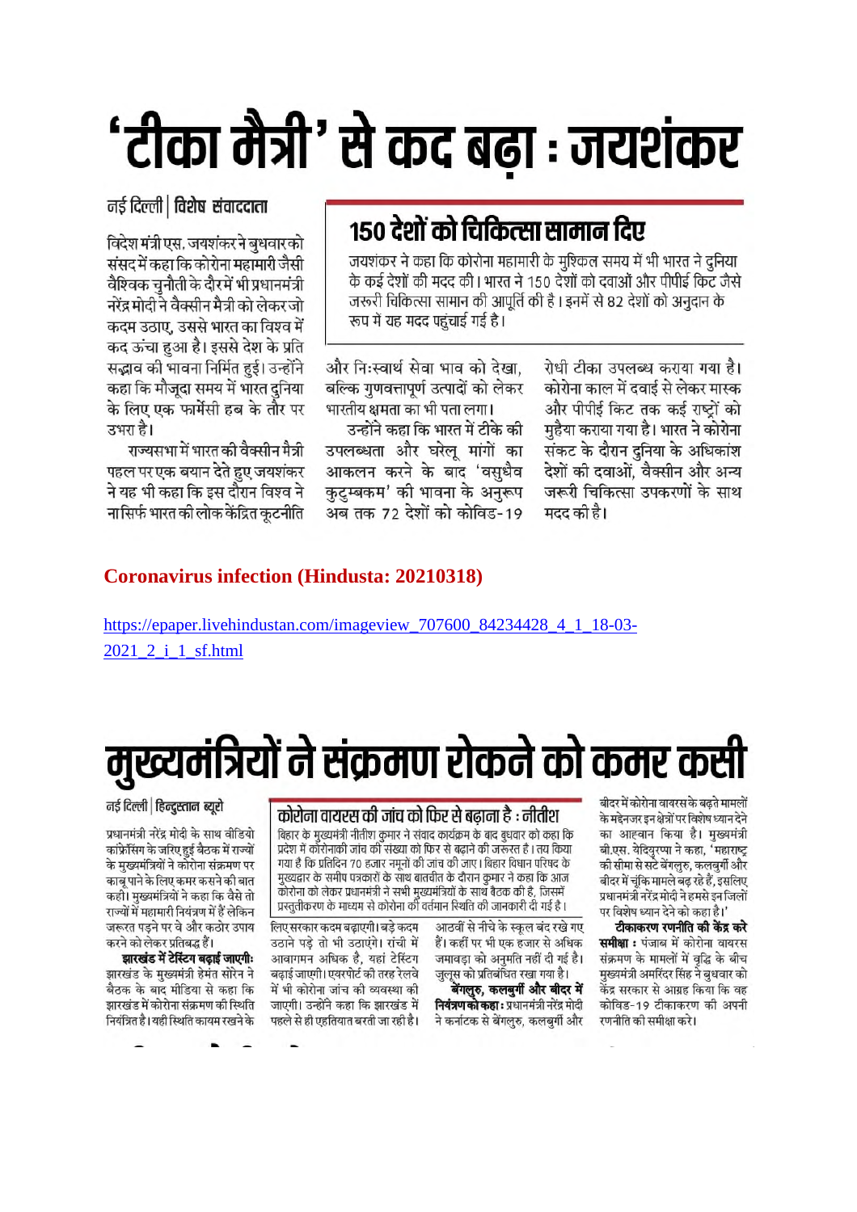# 'टीका मैत्री' से कद बढ़ा : जयशंकर

नई दिल्ली | **विशेष संवाददाता**

विदेश मंत्री एस. जयशंकर ने बुधवार को संसद में कहा कि कोरोना महामारी जैसी वैश्विक चुनौती के दौर में भी प्रधानमंत्री नरेंद्र मोदी ने वैक्सीन मैत्री को लेकर जो कदम उठाए, उससे भारत का विश्व में कद ऊंचा हुआ है। इससे देश के प्रति सद्भाव की भावना निर्मित हुई। उन्होंने कहा कि मौजूदा समय में भारत दुनिया के लिए एक फार्मेसी हब के तौर पर उभरा है।

राज्यसभा में भारत की वैक्सीन मैत्री पहल पर एक बयान देते हुए जयशंकर ने यह भी कहा कि इस दौरान विश्व ने ना सिर्फ भारत की लोक केंद्रित कूटनीति और निःस्वार्थ सेवा भाव को देखा, बल्कि गुणवत्तापूर्ण उत्पादों को लेकर भारतीय क्षमता का भी पता लगा।

उन्होंने कहा कि भारत में टीके की उपलब्धता और घरेलू मांगों का आकलन करने के बाद 'वसुधैव कुटुम्बकम' की भावना के अनुरूप अब तक 72 देशों को कोविड-19 रोधी टीका उपलब्ध कराया गया है। कोरोना काल में दवाई से लेकर मास्क और पीपीई किट तक कई राष्ट्रों को मुहैया कराया गया है। भारत ने कोरोना संकट के दौरान दुनिया के अधिकांश देशों की दवाओं, वैक्सीन और अन्य जरूरी चिकित्सा उपकरणों के साथ मदद की है।

## 150 देशों को चिकित्सा सामान दिए

जयशंकर ने कहा कि कोरोना महामारी के मुश्किल समय में भी भारत ने दुनिया के कई देशों की मदद की। भारत ने 150 देशों को दवाओं और पीपीई किट जैसे जरूरी चिकित्सा सामान की आपूर्ति की है। इनमें से 82 देशों को अनुदान के रूप में यह मदद पहुंचाई गई है।

**Coronavirus infection (Hindusta: 20210318)**

https://epaper.livehindustan.com/imageview_707600_84234428_4_1_18-03-2021_2_i_1_sf.html

# मुख्यमंत्रियों ने संक्रमण रोकने को कमर कसी

नई दिल्ली | **हिन्दुस्तान ब्यूरो**

प्रधानमंत्री नरेंद्र मोदी के साथ वीडियो कांफ्रेंसिंग के जरिए हुई बैठक में राज्यों के मुख्यमंत्रियों ने कोरोना संक्रमण पर काबू पाने के लिए कमर कसने की बात कही। मुख्यमंत्रियों ने कहा कि वैसे तो राज्यों में महामारी नियंत्रण में हैं लेकिन जरूरत पड़ने पर वे और कठोर उपाय करने को लेकर प्रतिबद्ध हैं।

**झारखंड में टेस्टिंग बढ़ाई जाएगी:** झारखंड के मुख्यमंत्री हेमंत सोरेन ने बैठक के बाद मीडिया से कहा कि झारखंड में कोरोना संक्रमण की स्थिति नियंत्रित है। यही स्थिति कायम रखने के लिए सरकार कदम बढ़ाएगी। बड़े कदम उठाने पड़े तो भी उठाएंगे। रांची में आवागमन अधिक है, यहां टेस्टिंग बढ़ाई जाएगी। एयरपोर्ट की तरह रेलवे में भी कोरोना जांच की व्यवस्था की जाएगी। उन्होंने कहा कि झारखंड में पहले से ही एहतियात बरती जा रही है। आठवीं से नीचे के स्कूल बंद रखे गए हैं। कहीं पर भी एक हजार से अधिक जमावड़ा को अनुमति नहीं दी गई है। जुलूस को प्रतिबंधित रखा गया है।

**बेंगलुरु, कलबुर्गी और बीदर में नियंत्रण को कहा:** प्रधानमंत्री नरेंद्र मोदी ने कर्नाटक से बेंगलुरु, कलबुर्गी और बीदर में कोरोना वायरस के बढ़ते मामलों के मद्देनजर इन क्षेत्रों पर विशेष ध्यान देने का आह्वान किया है। मुख्यमंत्री बी.एस. येदियुरप्पा ने कहा, 'महाराष्ट्र की सीमा से सटे बेंगलुरु, कलबुर्गी और बीदर में चूंकि मामले बढ़ रहे हैं, इसलिए प्रधानमंत्री नरेंद्र मोदी ने हमसे इन जिलों पर विशेष ध्यान देने को कहा है।'

**टीकाकरण रणनीति की केंद्र करे समीक्षा :** पंजाब में कोरोना वायरस संक्रमण के मामलों में वृद्धि के बीच मुख्यमंत्री अमरिंदर सिंह ने बुधवार को केंद्र सरकार से आग्रह किया कि वह कोविड-19 टीकाकरण की अपनी रणनीति की समीक्षा करे।

## कोरोना वायरस की जांच को फिर से बढ़ाना है : नीतीश

बिहार के मुख्यमंत्री नीतीश कुमार ने संवाद कार्यक्रम के बाद बुधवार को कहा कि प्रदेश में कोरोनाकी जांच की संख्या को फिर से बढ़ाने की जरूरत है। तय किया गया है कि प्रतिदिन 70 हजार नमूनों की जांच की जाए। बिहार विधान परिषद के मुख्यद्वार के समीप पत्रकारों के साथ बातचीत के दौरान कुमार ने कहा कि आज कोरोना को लेकर प्रधानमंत्री ने सभी मुख्यमंत्रियों के साथ बैठक की है, जिसमें प्रस्तुतीकरण के माध्यम से कोरोना की वर्तमान स्थिति की जानकारी दी गई है।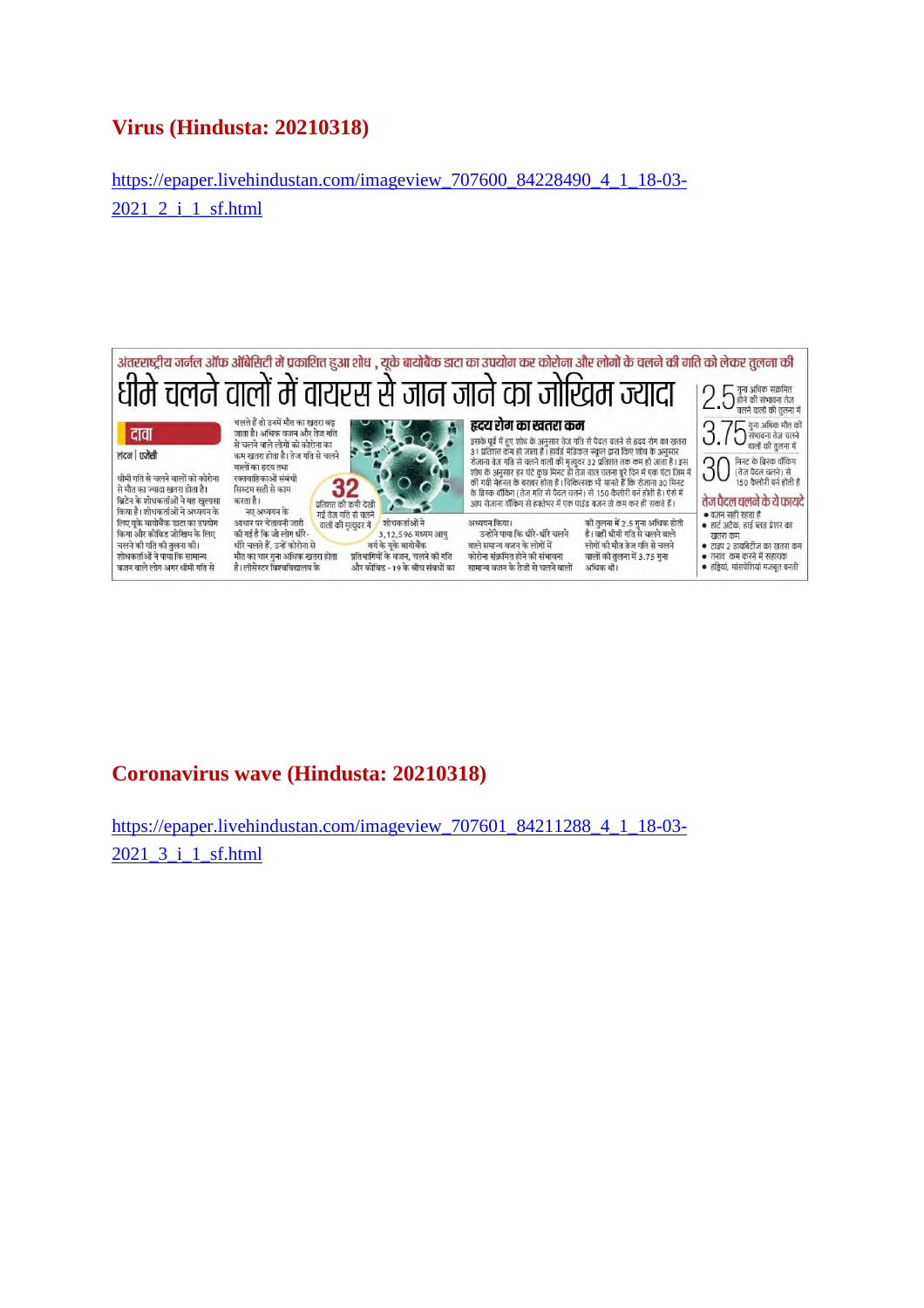## Virus (Hindusta: 20210318)

https://epaper.livehindustan.com/imageview_707600_84228490_4_1_18-03-2021_2_i_1_sf.html

अंतरराष्ट्रीय जर्नल ऑफ ओबेसिटी में प्रकाशित हुआ शोध, यूके बायोबैंक डाटा का उपयोग कर कोरोना और लोगों के चलने की गति को लेकर तुलना की

# धीमे चलने वालों में वायरस से जान जाने का जोखिम ज्यादा

**दावा**

लंदन | एजेंसी

धीमी गति से चलने वालों को कोरोना से मौत का ज्यादा खतरा होता है। ब्रिटेन के शोधकर्ताओं ने यह खुलासा किया है। शोधकर्ताओं ने अध्ययन के लिए यूके बायोबैंक डाटा का उपयोग किया और कोविड जोखिम के लिए चलने की गति की तुलना की। शोधकर्ताओं ने पाया कि सामान्य वजन वाले लोग अगर धीमी गति से चलते हैं तो उनमें मौत का खतरा बढ़ जाता है। अधिक वजन और तेज गति से चलने वाले लोगों को कोरोना का कम खतरा होता है। तेज गति से चलने वालों का हृदय तथा रक्तवाहिकाओं संबंधी सिस्टम सही से काम करता है।

नए अध्ययन के आधार पर चेतावनी जारी की गई है कि जो लोग धीरे-धीरे चलते हैं, उन्हें कोरोना से मौत का चार गुना अधिक खतरा होता है। लीसेस्टर विश्वविद्यालय के शोधकर्ताओं ने 3,12,596 मध्यम आयु वर्ग के यूके बायोबैंक प्रतिभागियों के वजन, चलने की गति और कोविड-19 के बीच संबंधों का अध्ययन किया।

उन्होंने पाया कि धीरे-धीरे चलने वाले सामान्य वजन के लोगों में कोरोना संक्रमित होने की संभावना सामान्य वजन के तेजी से चलने वालों की तुलना में 2.5 गुना अधिक होती है। वहीं धीमी गति से चलने वाले लोगों की मौत तेज गति से चलने वालों की तुलना में 3.75 गुना अधिक थी।

**32** प्रतिशत की कमी देखी गई तेज गति से चलने वालों की मृत्युदर में

**हृदय रोग का खतरा कम**

इसके पूर्व में हुए शोध के अनुसार तेज गति से पैदल चलने से हृदय रोग का खतरा 31 प्रतिशत कम हो जाता है। हार्वर्ड मेडिकल स्कूल द्वारा किए शोध के अनुसार रोजाना तेज गति से चलने वालों की मृत्युदर 32 प्रतिशत तक कम हो जाता है। इस शोध के अनुसार हर घंटे कुछ मिनट ही तेज चाल चलना पूरे दिन में एक घंटा जिम में की गयी मेहनत के बराबर होता है। चिकित्सक भी मानते हैं कि रोजाना 30 मिनट के ब्रिस्क वॉकिंग (तेज गति से पैदल चलने) से 150 कैलोरी बर्न होती है। ऐसे में आप रोजाना वॉकिंग से हफ्तेभर में एक पाउंड वजन तो कम कर ही सकते हैं।

**2.5** गुना अधिक संक्रमित होने की संभावना तेज चलने वालों की तुलना में

**3.75** गुना अधिक मौत की संभावना तेज चलने वालों की तुलना में

**30** मिनट के ब्रिस्क वॉकिंग (तेज पैदल चलने) से 150 कैलोरी बर्न होती है

**तेज पैदल चलने के ये फायदे**

- वजन सही रहता है
- हार्ट अटैक, हाई ब्लड प्रेशर का खतरा कम
- टाइप 2 डायबिटीज का खतरा कम
- तनाव कम करने में सहायक
- हड्डियां, मांसपेशियां मजबूत बनती

## Coronavirus wave (Hindusta: 20210318)

https://epaper.livehindustan.com/imageview_707601_84211288_4_1_18-03-2021_3_i_1_sf.html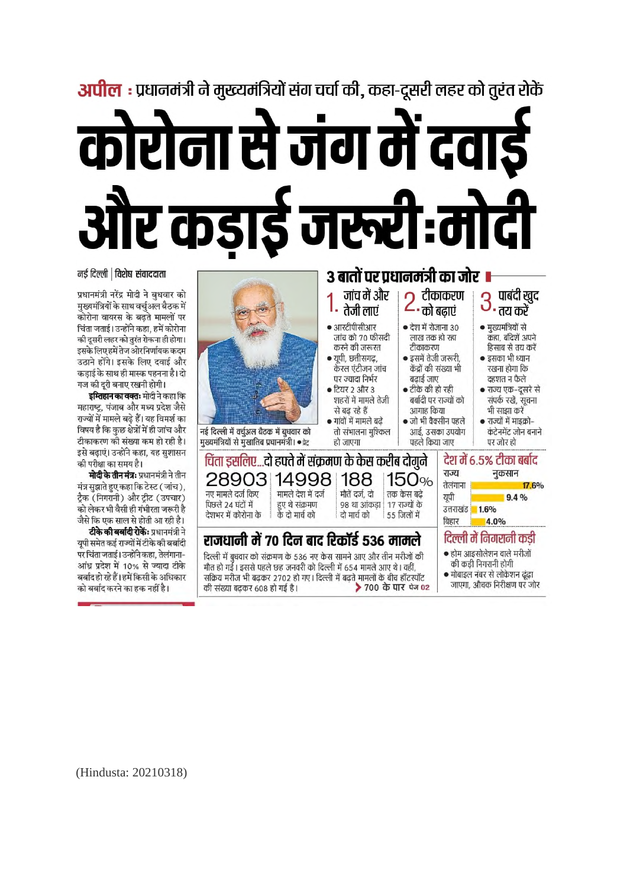**अपील :** प्रधानमंत्री ने मुख्यमंत्रियों संग चर्चा की, कहा-दूसरी लहर को तुरंत रोकें

# कोरोना से जंग में दवाई और कड़ाई जरूरी:मोदी

नई दिल्ली | विशेष संवाददाता

प्रधानमंत्री नरेंद्र मोदी ने बुधवार को मुख्यमंत्रियों के साथ वर्चुअल बैठक में कोरोना वायरस के बढ़ते मामलों पर चिंता जताई। उन्होंने कहा, हमें कोरोना की दूसरी लहर को तुरंत रोकना ही होगा। इसके लिए हमें तेज और निर्णायक कदम उठाने होंगे। इसके लिए दवाई और कड़ाई के साथ ही मास्क पहनना है। दो गज की दूरी बनाए रखनी होगी।

**इम्तिहान का वक्त:** मोदी ने कहा कि महाराष्ट्र, पंजाब और मध्य प्रदेश जैसे राज्यों में मामले बढ़े हैं। यह विमर्श का विषय है कि कुछ क्षेत्रों में ही जांच और टीकाकरण की संख्या कम हो रही है। इसे बढ़ाएं। उन्होंने कहा, यह सुशासन की परीक्षा का समय है।

**मोदी के तीन मंत्र:** प्रधानमंत्री ने तीन मंत्र सुझाते हुए कहा कि टेस्ट (जांच), ट्रैक (निगरानी) और ट्रीट (उपचार) को लेकर भी वैसी ही गंभीरता जरूरी है जैसे कि एक साल से होती आ रही है।

**टीके की बर्बादी रोकें:** प्रधानमंत्री ने यूपी समेत कई राज्यों में टीके की बर्बादी पर चिंता जताई। उन्होंने कहा, तेलंगाना-आंध्र प्रदेश में 10% से ज्यादा टीके बर्बाद हो रहे हैं। हमें किसी के अधिकार को बर्बाद करने का हक नहीं है।

नई दिल्ली में वर्चुअल बैठक में बुधवार को मुख्यमंत्रियों से मुखातिब प्रधानमंत्री। • प्रेट

## 3 बातों पर प्रधानमंत्री का जोर

**1. जांच में और तेजी लाएं**
- आरटीपीसीआर जांच को 70 फीसदी करने की जरूरत
- यूपी, छत्तीसगढ़, केरल एंटीजन जांच पर ज्यादा निर्भर
- टियर 2 और 3 शहरों में मामले तेजी से बढ़ रहे हैं
- गांवों में मामले बढ़े तो संभालना मुश्किल हो जाएगा

**2. टीकाकरण को बढ़ाएं**
- देश में रोजाना 30 लाख तक हो रहा टीकाकरण
- इसमें तेजी जरूरी, केंद्रों की संख्या भी बढ़ाई जाए
- टीके की हो रही बर्बादी पर राज्यों को आगाह किया
- जो भी वैक्सीन पहले आई, उसका उपयोग पहले किया जाए

**3. पाबंदी खुद तय करें**
- मुख्यमंत्रियों से कहा, बंदिशें अपने हिसाब से तय करें
- इसका भी ध्यान रखना होगा कि दहशत न फैले
- राज्य एक-दूसरे से संपर्क रखें, सूचना भी साझा करें
- राज्यों में माइक्रो-कंटेनमेंट जोन बनाने पर जोर हो

## चिंता इसलिए...दो हफ्ते में संक्रमण के केस करीब दोगुने

| 28903 | 14998 | 188 | 150% |
|---|---|---|---|
| नए मामले दर्ज किए पिछले 24 घंटों में देशभर में कोरोना के | मामले देश में दर्ज हुए थे संक्रमण के दो मार्च को | मौतें दर्ज, दो मार्च को 98 था आंकड़ा | तक केस बढ़े 17 राज्यों के 55 जिलों में |

## देश में 6.5% टीका बर्बाद

| राज्य | नुकसान |
|---|---|
| तेलंगाना | 17.6% |
| यूपी | 9.4 % |
| उत्तराखंड | 1.6% |
| बिहार | 4.0% |

## राजधानी में 70 दिन बाद रिकॉर्ड 536 मामले

दिल्ली में बुधवार को संक्रमण के 536 नए केस सामने आए और तीन मरीजों की मौत हो गई। इससे पहले छह जनवरी को दिल्ली में 654 मामले आए थे। वहीं, सक्रिय मरीज भी बढ़कर 2702 हो गए। दिल्ली में बढ़ते मामलों के बीच हॉटस्पॉट की संख्या बढ़कर 608 हो गई है। > 700 के पार पेज 02

## दिल्ली में निगरानी कड़ी

- होम आइसोलेशन वाले मरीजों की कड़ी निगरानी होगी
- मोबाइल नंबर से लोकेशन ढूंढा जाएगा, औचक निरीक्षण पर जोर

(Hindusta: 20210318)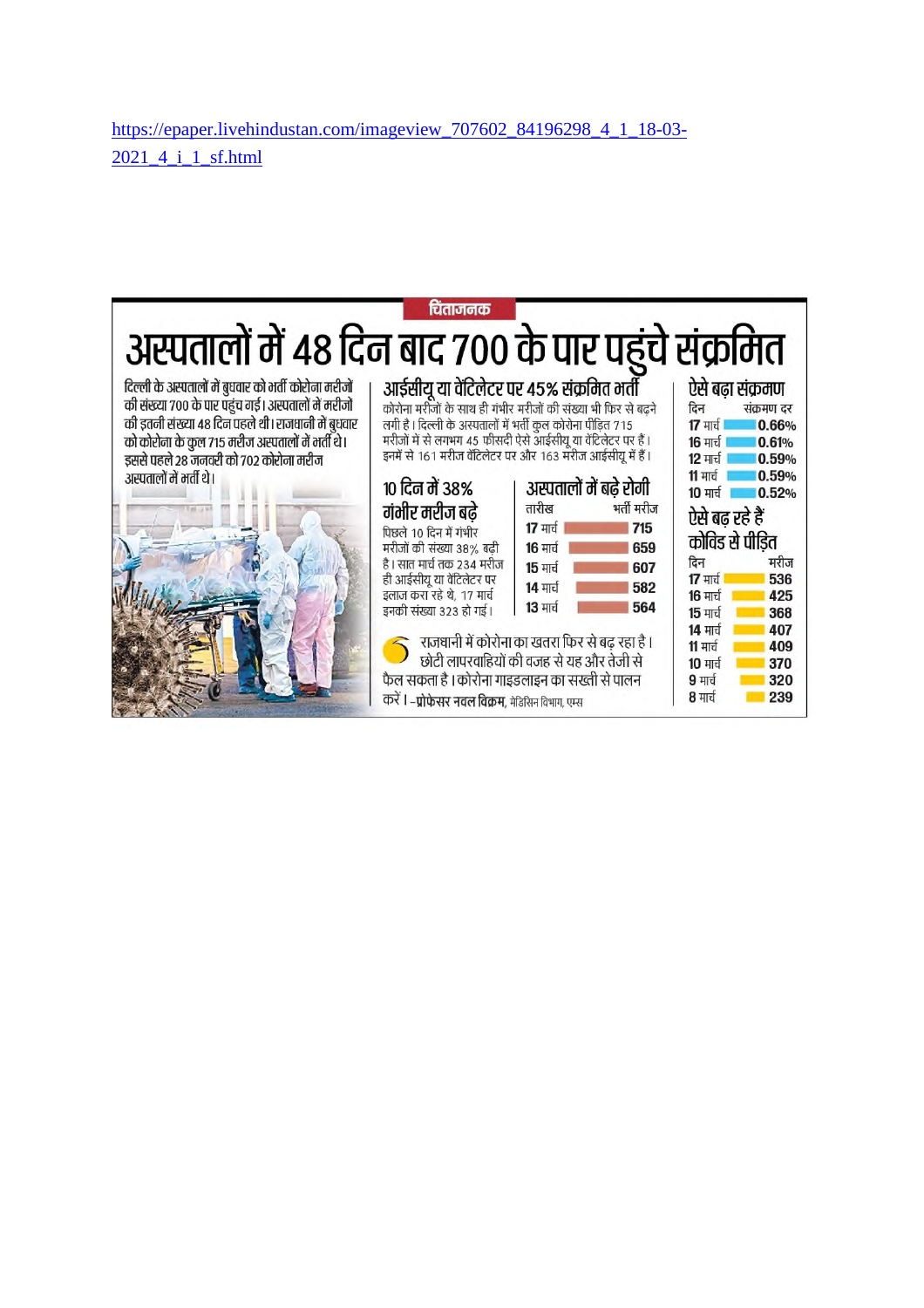https://epaper.livehindustan.com/imageview_707602_84196298_4_1_18-03-2021_4_i_1_sf.html

चिंताजनक

# अस्पतालों में 48 दिन बाद 700 के पार पहुंचे संक्रमित

दिल्ली के अस्पतालों में बुधवार को भर्ती कोरोना मरीजों की संख्या 700 के पार पहुंच गई। अस्पतालों में मरीजों की इतनी संख्या 48 दिन पहले थी। राजधानी में बुधवार को कोरोना के कुल 715 मरीज अस्पतालों में भर्ती थे। इससे पहले 28 जनवरी को 702 कोरोना मरीज अस्पतालों में भर्ती थे।

## आईसीयू या वेंटिलेटर पर 45% संक्रमित भर्ती

कोरोना मरीजों के साथ ही गंभीर मरीजों की संख्या भी फिर से बढ़ने लगी है। दिल्ली के अस्पतालों में भर्ती कुल कोरोना पीड़ित 715 मरीजों में से लगभग 45 फीसदी ऐसे आईसीयू या वेंटिलेटर पर हैं। इनमें से 161 मरीज वेंटिलेटर पर और 163 मरीज आईसीयू में हैं।

## 10 दिन में 38% गंभीर मरीज बढ़े

पिछले 10 दिन में गंभीर मरीजों की संख्या 38% बढ़ी है। सात मार्च तक 234 मरीज ही आईसीयू या वेंटिलेटर पर इलाज करा रहे थे, 17 मार्च इनकी संख्या 323 हो गई।

## अस्पतालों में बढ़े रोगी

तारीख
भर्ती मरीज
17 मार्च 715
16 मार्च 659
15 मार्च 607
14 मार्च 582
13 मार्च 564

राजधानी में कोरोना का खतरा फिर से बढ़ रहा है। छोटी लापरवाहियों की वजह से यह और तेजी से फैल सकता है। कोरोना गाइडलाइन का सख्ती से पालन करें। -**प्रोफेसर नवल विक्रम**, मेडिसिन विभाग, एम्स

## ऐसे बढ़ा संक्रमण

दिन
संक्रमण दर
17 मार्च 0.66%
16 मार्च 0.61%
12 मार्च 0.59%
11 मार्च 0.59%
10 मार्च 0.52%

## ऐसे बढ़ रहे हैं कोविड से पीड़ित

दिन
मरीज
17 मार्च 536
16 मार्च 425
15 मार्च 368
14 मार्च 407
11 मार्च 409
10 मार्च 370
9 मार्च 320
8 मार्च 239